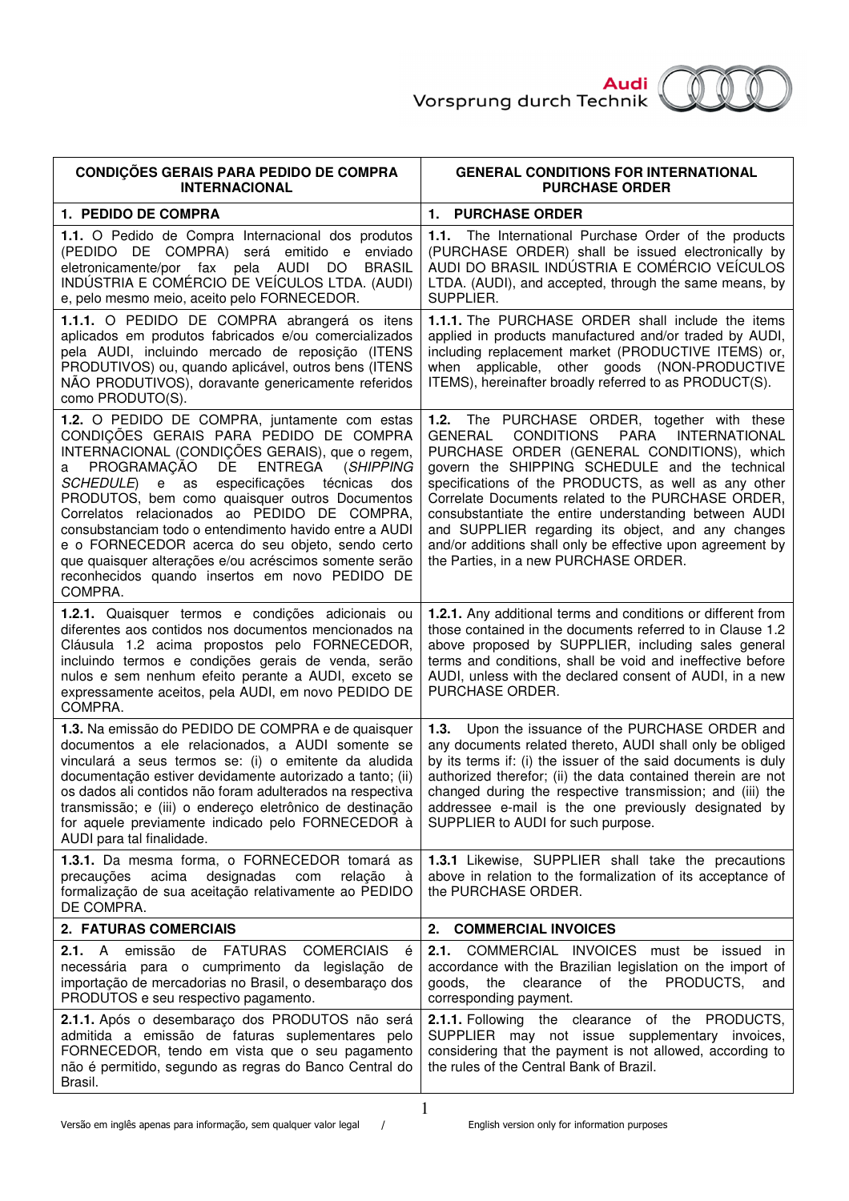| CONDIÇÕES GERAIS PARA PEDIDO DE COMPRA INTERNACIONAL | GENERAL CONDITIONS FOR INTERNATIONAL PURCHASE ORDER |
|---|---|
| **1. PEDIDO DE COMPRA** | **1. PURCHASE ORDER** |
| **1.1.** O Pedido de Compra Internacional dos produtos (PEDIDO DE COMPRA) será emitido e enviado eletronicamente/por fax pela AUDI DO BRASIL INDÚSTRIA E COMÉRCIO DE VEÍCULOS LTDA. (AUDI) e, pelo mesmo meio, aceito pelo FORNECEDOR. | **1.1.** The International Purchase Order of the products (PURCHASE ORDER) shall be issued electronically by AUDI DO BRASIL INDÚSTRIA E COMÉRCIO VEÍCULOS LTDA. (AUDI), and accepted, through the same means, by SUPPLIER. |
| **1.1.1.** O PEDIDO DE COMPRA abrangerá os itens aplicados em produtos fabricados e/ou comercializados pela AUDI, incluindo mercado de reposição (ITENS PRODUTIVOS) ou, quando aplicável, outros bens (ITENS NÃO PRODUTIVOS), doravante genericamente referidos como PRODUTO(S). | **1.1.1.** The PURCHASE ORDER shall include the items applied in products manufactured and/or traded by AUDI, including replacement market (PRODUCTIVE ITEMS) or, when applicable, other goods (NON-PRODUCTIVE ITEMS), hereinafter broadly referred to as PRODUCT(S). |
| **1.2.** O PEDIDO DE COMPRA, juntamente com estas CONDIÇÕES GERAIS PARA PEDIDO DE COMPRA INTERNACIONAL (CONDIÇÕES GERAIS), que o regem, a PROGRAMAÇÃO DE ENTREGA (*SHIPPING SCHEDULE*) e as especificações técnicas dos PRODUTOS, bem como quaisquer outros Documentos Correlatos relacionados ao PEDIDO DE COMPRA, consubstanciam todo o entendimento havido entre a AUDI e o FORNECEDOR acerca do seu objeto, sendo certo que quaisquer alterações e/ou acréscimos somente serão reconhecidos quando insertos em novo PEDIDO DE COMPRA. | **1.2.** The PURCHASE ORDER, together with these GENERAL CONDITIONS PARA INTERNATIONAL PURCHASE ORDER (GENERAL CONDITIONS), which govern the SHIPPING SCHEDULE and the technical specifications of the PRODUCTS, as well as any other Correlate Documents related to the PURCHASE ORDER, consubstantiate the entire understanding between AUDI and SUPPLIER regarding its object, and any changes and/or additions shall only be effective upon agreement by the Parties, in a new PURCHASE ORDER. |
| **1.2.1.** Quaisquer termos e condições adicionais ou diferentes aos contidos nos documentos mencionados na Cláusula 1.2 acima propostos pelo FORNECEDOR, incluindo termos e condições gerais de venda, serão nulos e sem nenhum efeito perante a AUDI, exceto se expressamente aceitos, pela AUDI, em novo PEDIDO DE COMPRA. | **1.2.1.** Any additional terms and conditions or different from those contained in the documents referred to in Clause 1.2 above proposed by SUPPLIER, including sales general terms and conditions, shall be void and ineffective before AUDI, unless with the declared consent of AUDI, in a new PURCHASE ORDER. |
| **1.3.** Na emissão do PEDIDO DE COMPRA e de quaisquer documentos a ele relacionados, a AUDI somente se vinculará a seus termos se: (i) o emitente da aludida documentação estiver devidamente autorizado a tanto; (ii) os dados ali contidos não foram adulterados na respectiva transmissão; e (iii) o endereço eletrônico de destinação for aquele previamente indicado pelo FORNECEDOR à AUDI para tal finalidade. | **1.3.** Upon the issuance of the PURCHASE ORDER and any documents related thereto, AUDI shall only be obliged by its terms if: (i) the issuer of the said documents is duly authorized therefor; (ii) the data contained therein are not changed during the respective transmission; and (iii) the addressee e-mail is the one previously designated by SUPPLIER to AUDI for such purpose. |
| **1.3.1.** Da mesma forma, o FORNECEDOR tomará as precauções acima designadas com relação à formalização de sua aceitação relativamente ao PEDIDO DE COMPRA. | **1.3.1** Likewise, SUPPLIER shall take the precautions above in relation to the formalization of its acceptance of the PURCHASE ORDER. |
| **2. FATURAS COMERCIAIS** | **2. COMMERCIAL INVOICES** |
| **2.1.** A emissão de FATURAS COMERCIAIS é necessária para o cumprimento da legislação de importação de mercadorias no Brasil, o desembaraço dos PRODUTOS e seu respectivo pagamento. | **2.1.** COMMERCIAL INVOICES must be issued in accordance with the Brazilian legislation on the import of goods, the clearance of the PRODUCTS, and corresponding payment. |
| **2.1.1.** Após o desembaraço dos PRODUTOS não será admitida a emissão de faturas suplementares pelo FORNECEDOR, tendo em vista que o seu pagamento não é permitido, segundo as regras do Banco Central do Brasil. | **2.1.1.** Following the clearance of the PRODUCTS, SUPPLIER may not issue supplementary invoices, considering that the payment is not allowed, according to the rules of the Central Bank of Brazil. |

Versão em inglês apenas para informação, sem qualquer valor legal / English version only for information purposes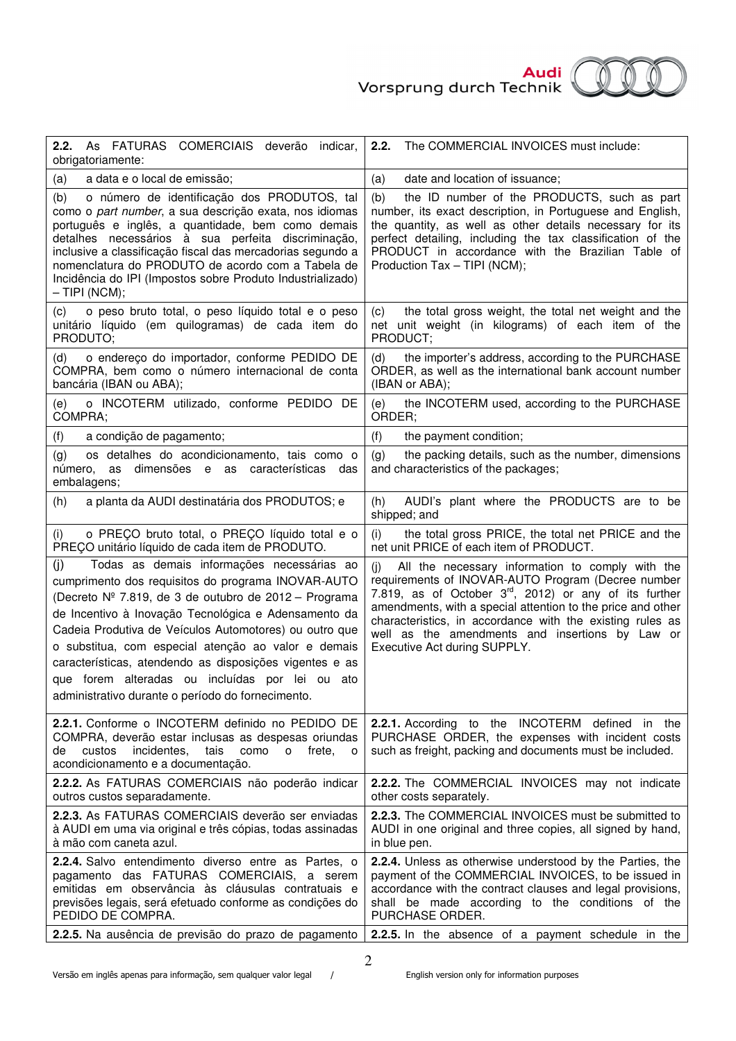| **2.2.** As FATURAS COMERCIAIS deverão indicar, obrigatoriamente: | **2.2.** The COMMERCIAL INVOICES must include: |
|---|---|
| (a) a data e o local de emissão; | (a) date and location of issuance; |
| (b) o número de identificação dos PRODUTOS, tal como o *part number*, a sua descrição exata, nos idiomas português e inglês, a quantidade, bem como demais detalhes necessários à sua perfeita discriminação, inclusive a classificação fiscal das mercadorias segundo a nomenclatura do PRODUTO de acordo com a Tabela de Incidência do IPI (Impostos sobre Produto Industrializado) – TIPI (NCM); | (b) the ID number of the PRODUCTS, such as part number, its exact description, in Portuguese and English, the quantity, as well as other details necessary for its perfect detailing, including the tax classification of the PRODUCT in accordance with the Brazilian Table of Production Tax – TIPI (NCM); |
| (c) o peso bruto total, o peso líquido total e o peso unitário líquido (em quilogramas) de cada item do PRODUTO; | (c) the total gross weight, the total net weight and the net unit weight (in kilograms) of each item of the PRODUCT; |
| (d) o endereço do importador, conforme PEDIDO DE COMPRA, bem como o número internacional de conta bancária (IBAN ou ABA); | (d) the importer's address, according to the PURCHASE ORDER, as well as the international bank account number (IBAN or ABA); |
| (e) o INCOTERM utilizado, conforme PEDIDO DE COMPRA; | (e) the INCOTERM used, according to the PURCHASE ORDER; |
| (f) a condição de pagamento; | (f) the payment condition; |
| (g) os detalhes do acondicionamento, tais como o número, as dimensões e as características das embalagens; | (g) the packing details, such as the number, dimensions and characteristics of the packages; |
| (h) a planta da AUDI destinatária dos PRODUTOS; e | (h) AUDI's plant where the PRODUCTS are to be shipped; and |
| (i) o PREÇO bruto total, o PREÇO líquido total e o PREÇO unitário líquido de cada item de PRODUTO. | (i) the total gross PRICE, the total net PRICE and the net unit PRICE of each item of PRODUCT. |
| (j) Todas as demais informações necessárias ao cumprimento dos requisitos do programa INOVAR-AUTO (Decreto Nº 7.819, de 3 de outubro de 2012 – Programa de Incentivo à Inovação Tecnológica e Adensamento da Cadeia Produtiva de Veículos Automotores) ou outro que o substitua, com especial atenção ao valor e demais características, atendendo as disposições vigentes e as que forem alteradas ou incluídas por lei ou ato administrativo durante o período do fornecimento. | (j) All the necessary information to comply with the requirements of INOVAR-AUTO Program (Decree number 7.819, as of October 3rd, 2012) or any of its further amendments, with a special attention to the price and other characteristics, in accordance with the existing rules as well as the amendments and insertions by Law or Executive Act during SUPPLY. |
| **2.2.1.** Conforme o INCOTERM definido no PEDIDO DE COMPRA, deverão estar inclusas as despesas oriundas de custos incidentes, tais como o frete, o acondicionamento e a documentação. | **2.2.1.** According to the INCOTERM defined in the PURCHASE ORDER, the expenses with incident costs such as freight, packing and documents must be included. |
| **2.2.2.** As FATURAS COMERCIAIS não poderão indicar outros custos separadamente. | **2.2.2.** The COMMERCIAL INVOICES may not indicate other costs separately. |
| **2.2.3.** As FATURAS COMERCIAIS deverão ser enviadas à AUDI em uma via original e três cópias, todas assinadas à mão com caneta azul. | **2.2.3.** The COMMERCIAL INVOICES must be submitted to AUDI in one original and three copies, all signed by hand, in blue pen. |
| **2.2.4.** Salvo entendimento diverso entre as Partes, o pagamento das FATURAS COMERCIAIS, a serem emitidas em observância às cláusulas contratuais e previsões legais, será efetuado conforme as condições do PEDIDO DE COMPRA. | **2.2.4.** Unless as otherwise understood by the Parties, the payment of the COMMERCIAL INVOICES, to be issued in accordance with the contract clauses and legal provisions, shall be made according to the conditions of the PURCHASE ORDER. |
| **2.2.5.** Na ausência de previsão do prazo de pagamento | **2.2.5.** In the absence of a payment schedule in the |

Versão em inglês apenas para informação, sem qualquer valor legal / English version only for information purposes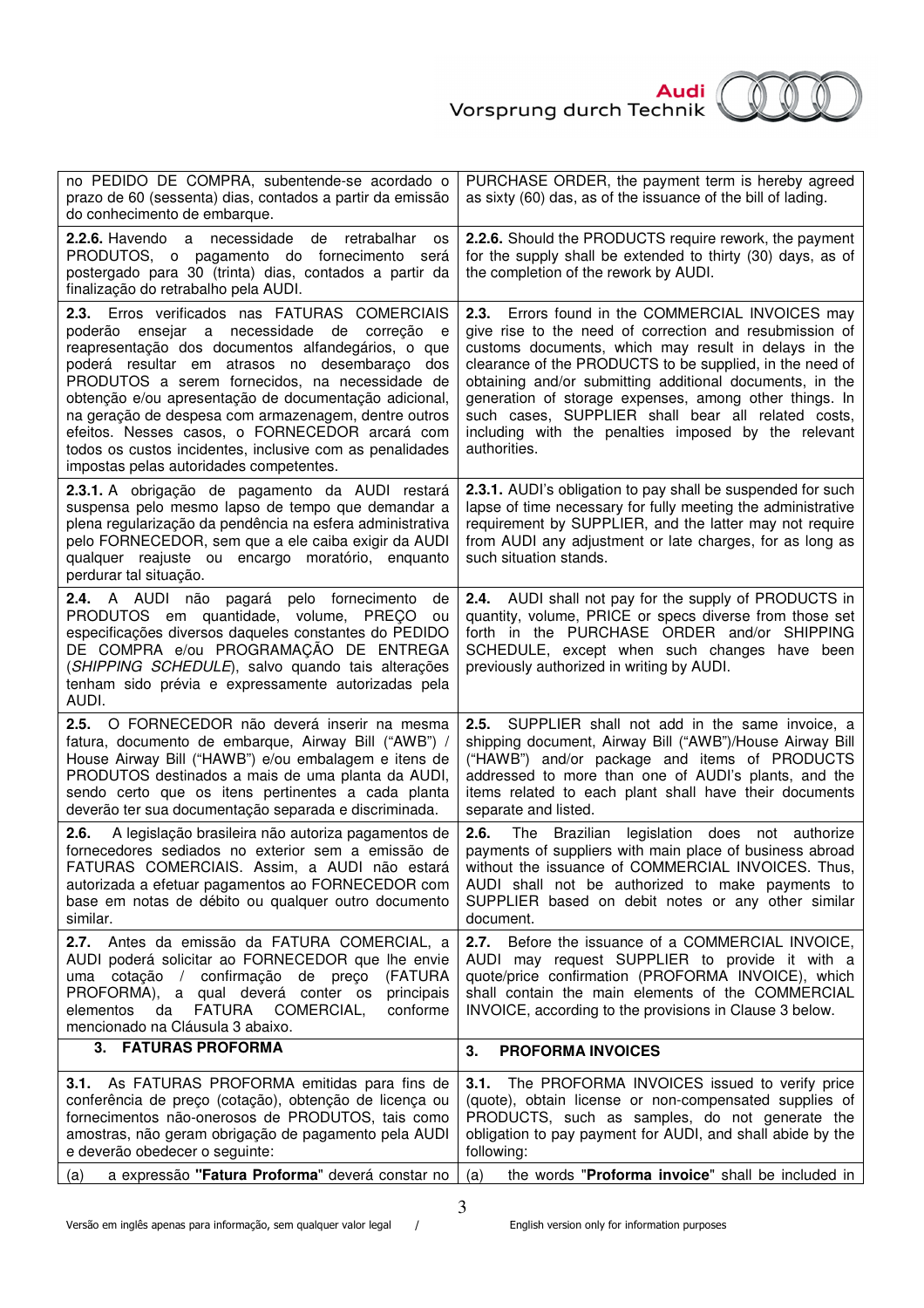| | |
|---|---|
| no PEDIDO DE COMPRA, subentende-se acordado o prazo de 60 (sessenta) dias, contados a partir da emissão do conhecimento de embarque. | PURCHASE ORDER, the payment term is hereby agreed as sixty (60) das, as of the issuance of the bill of lading. |
| **2.2.6.** Havendo a necessidade de retrabalhar os PRODUTOS, o pagamento do fornecimento será postergado para 30 (trinta) dias, contados a partir da finalização do retrabalho pela AUDI. | **2.2.6.** Should the PRODUCTS require rework, the payment for the supply shall be extended to thirty (30) days, as of the completion of the rework by AUDI. |
| **2.3.** Erros verificados nas FATURAS COMERCIAIS poderão ensejar a necessidade de correção e reapresentação dos documentos alfandegários, o que poderá resultar em atrasos no desembaraço dos PRODUTOS a serem fornecidos, na necessidade de obtenção e/ou apresentação de documentação adicional, na geração de despesa com armazenagem, dentre outros efeitos. Nesses casos, o FORNECEDOR arcará com todos os custos incidentes, inclusive com as penalidades impostas pelas autoridades competentes. | **2.3.** Errors found in the COMMERCIAL INVOICES may give rise to the need of correction and resubmission of customs documents, which may result in delays in the clearance of the PRODUCTS to be supplied, in the need of obtaining and/or submitting additional documents, in the generation of storage expenses, among other things. In such cases, SUPPLIER shall bear all related costs, including with the penalties imposed by the relevant authorities. |
| **2.3.1.** A obrigação de pagamento da AUDI restará suspensa pelo mesmo lapso de tempo que demandar a plena regularização da pendência na esfera administrativa pelo FORNECEDOR, sem que a ele caiba exigir da AUDI qualquer reajuste ou encargo moratório, enquanto perdurar tal situação. | **2.3.1.** AUDI's obligation to pay shall be suspended for such lapse of time necessary for fully meeting the administrative requirement by SUPPLIER, and the latter may not require from AUDI any adjustment or late charges, for as long as such situation stands. |
| **2.4.** A AUDI não pagará pelo fornecimento de PRODUTOS em quantidade, volume, PREÇO ou especificações diversos daqueles constantes do PEDIDO DE COMPRA e/ou PROGRAMAÇÃO DE ENTREGA (*SHIPPING SCHEDULE*), salvo quando tais alterações tenham sido prévia e expressamente autorizadas pela AUDI. | **2.4.** AUDI shall not pay for the supply of PRODUCTS in quantity, volume, PRICE or specs diverse from those set forth in the PURCHASE ORDER and/or SHIPPING SCHEDULE, except when such changes have been previously authorized in writing by AUDI. |
| **2.5.** O FORNECEDOR não deverá inserir na mesma fatura, documento de embarque, Airway Bill ("AWB") / House Airway Bill ("HAWB") e/ou embalagem e itens de PRODUTOS destinados a mais de uma planta da AUDI, sendo certo que os itens pertinentes a cada planta deverão ter sua documentação separada e discriminada. | **2.5.** SUPPLIER shall not add in the same invoice, a shipping document, Airway Bill ("AWB")/House Airway Bill ("HAWB") and/or package and items of PRODUCTS addressed to more than one of AUDI's plants, and the items related to each plant shall have their documents separate and listed. |
| **2.6.** A legislação brasileira não autoriza pagamentos de fornecedores sediados no exterior sem a emissão de FATURAS COMERCIAIS. Assim, a AUDI não estará autorizada a efetuar pagamentos ao FORNECEDOR com base em notas de débito ou qualquer outro documento similar. | **2.6.** The Brazilian legislation does not authorize payments of suppliers with main place of business abroad without the issuance of COMMERCIAL INVOICES. Thus, AUDI shall not be authorized to make payments to SUPPLIER based on debit notes or any other similar document. |
| **2.7.** Antes da emissão da FATURA COMERCIAL, a AUDI poderá solicitar ao FORNECEDOR que lhe envie uma cotação / confirmação de preço (FATURA PROFORMA), a qual deverá conter os principais elementos da FATURA COMERCIAL, conforme mencionado na Cláusula 3 abaixo. | **2.7.** Before the issuance of a COMMERCIAL INVOICE, AUDI may request SUPPLIER to provide it with a quote/price confirmation (PROFORMA INVOICE), which shall contain the main elements of the COMMERCIAL INVOICE, according to the provisions in Clause 3 below. |
| **3. FATURAS PROFORMA** | **3. PROFORMA INVOICES** |
| **3.1.** As FATURAS PROFORMA emitidas para fins de conferência de preço (cotação), obtenção de licença ou fornecimentos não-onerosos de PRODUTOS, tais como amostras, não geram obrigação de pagamento pela AUDI e deverão obedecer o seguinte: | **3.1.** The PROFORMA INVOICES issued to verify price (quote), obtain license or non-compensated supplies of PRODUCTS, such as samples, do not generate the obligation to pay payment for AUDI, and shall abide by the following: |
| (a) a expressão **"Fatura Proforma"** deverá constar no | (a) the words "**Proforma invoice**" shall be included in |

Versão em inglês apenas para informação, sem qualquer valor legal / English version only for information purposes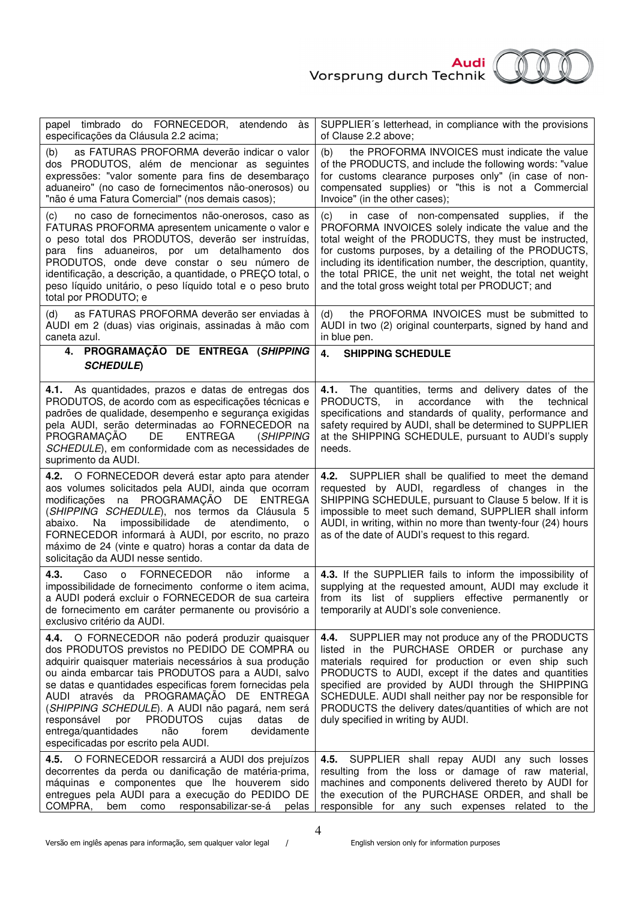| | |
|---|---|
| papel timbrado do FORNECEDOR, atendendo às especificações da Cláusula 2.2 acima; | SUPPLIER´s letterhead, in compliance with the provisions of Clause 2.2 above; |
| (b) as FATURAS PROFORMA deverão indicar o valor dos PRODUTOS, além de mencionar as seguintes expressões: "valor somente para fins de desembaraço aduaneiro" (no caso de fornecimentos não-onerosos) ou "não é uma Fatura Comercial" (nos demais casos); | (b) the PROFORMA INVOICES must indicate the value of the PRODUCTS, and include the following words: "value for customs clearance purposes only" (in case of non-compensated supplies) or "this is not a Commercial Invoice" (in the other cases); |
| (c) no caso de fornecimentos não-onerosos, caso as FATURAS PROFORMA apresentem unicamente o valor e o peso total dos PRODUTOS, deverão ser instruídas, para fins aduaneiros, por um detalhamento dos PRODUTOS, onde deve constar o seu número de identificação, a descrição, a quantidade, o PREÇO total, o peso líquido unitário, o peso líquido total e o peso bruto total por PRODUTO; e | (c) in case of non-compensated supplies, if the PROFORMA INVOICES solely indicate the value and the total weight of the PRODUCTS, they must be instructed, for customs purposes, by a detailing of the PRODUCTS, including its identification number, the description, quantity, the total PRICE, the unit net weight, the total net weight and the total gross weight total per PRODUCT; and |
| (d) as FATURAS PROFORMA deverão ser enviadas à AUDI em 2 (duas) vias originais, assinadas à mão com caneta azul. | (d) the PROFORMA INVOICES must be submitted to AUDI in two (2) original counterparts, signed by hand and in blue pen. |
| **4. PROGRAMAÇÃO DE ENTREGA (*SHIPPING SCHEDULE*)** | **4. SHIPPING SCHEDULE** |
| **4.1.** As quantidades, prazos e datas de entregas dos PRODUTOS, de acordo com as especificações técnicas e padrões de qualidade, desempenho e segurança exigidas pela AUDI, serão determinadas ao FORNECEDOR na PROGRAMAÇÃO DE ENTREGA (*SHIPPING SCHEDULE*), em conformidade com as necessidades de suprimento da AUDI. | **4.1.** The quantities, terms and delivery dates of the PRODUCTS, in accordance with the technical specifications and standards of quality, performance and safety required by AUDI, shall be determined to SUPPLIER at the SHIPPING SCHEDULE, pursuant to AUDI's supply needs. |
| **4.2.** O FORNECEDOR deverá estar apto para atender aos volumes solicitados pela AUDI, ainda que ocorram modificações na PROGRAMAÇÃO DE ENTREGA (*SHIPPING SCHEDULE*), nos termos da Cláusula 5 abaixo. Na impossibilidade de atendimento, o FORNECEDOR informará à AUDI, por escrito, no prazo máximo de 24 (vinte e quatro) horas a contar da data de solicitação da AUDI nesse sentido. | **4.2.** SUPPLIER shall be qualified to meet the demand requested by AUDI, regardless of changes in the SHIPPING SCHEDULE, pursuant to Clause 5 below. If it is impossible to meet such demand, SUPPLIER shall inform AUDI, in writing, within no more than twenty-four (24) hours as of the date of AUDI's request to this regard. |
| **4.3.** Caso o FORNECEDOR não informe a impossibilidade de fornecimento conforme o item acima, a AUDI poderá excluir o FORNECEDOR de sua carteira de fornecimento em caráter permanente ou provisório a exclusivo critério da AUDI. | **4.3.** If the SUPPLIER fails to inform the impossibility of supplying at the requested amount, AUDI may exclude it from its list of suppliers effective permanently or temporarily at AUDI's sole convenience. |
| **4.4.** O FORNECEDOR não poderá produzir quaisquer dos PRODUTOS previstos no PEDIDO DE COMPRA ou adquirir quaisquer materiais necessários à sua produção ou ainda embarcar tais PRODUTOS para a AUDI, salvo se datas e quantidades especificas forem fornecidas pela AUDI através da PROGRAMAÇÃO DE ENTREGA (*SHIPPING SCHEDULE*). A AUDI não pagará, nem será responsável por PRODUTOS cujas datas de entrega/quantidades não forem devidamente especificadas por escrito pela AUDI. | **4.4.** SUPPLIER may not produce any of the PRODUCTS listed in the PURCHASE ORDER or purchase any materials required for production or even ship such PRODUCTS to AUDI, except if the dates and quantities specified are provided by AUDI through the SHIPPING SCHEDULE. AUDI shall neither pay nor be responsible for PRODUCTS the delivery dates/quantities of which are not duly specified in writing by AUDI. |
| **4.5.** O FORNECEDOR ressarcirá a AUDI dos prejuízos decorrentes da perda ou danificação de matéria-prima, máquinas e componentes que lhe houverem sido entregues pela AUDI para a execução do PEDIDO DE COMPRA, bem como responsabilizar-se-á pelas | **4.5.** SUPPLIER shall repay AUDI any such losses resulting from the loss or damage of raw material, machines and components delivered thereto by AUDI for the execution of the PURCHASE ORDER, and shall be responsible for any such expenses related to the |

Versão em inglês apenas para informação, sem qualquer valor legal / English version only for information purposes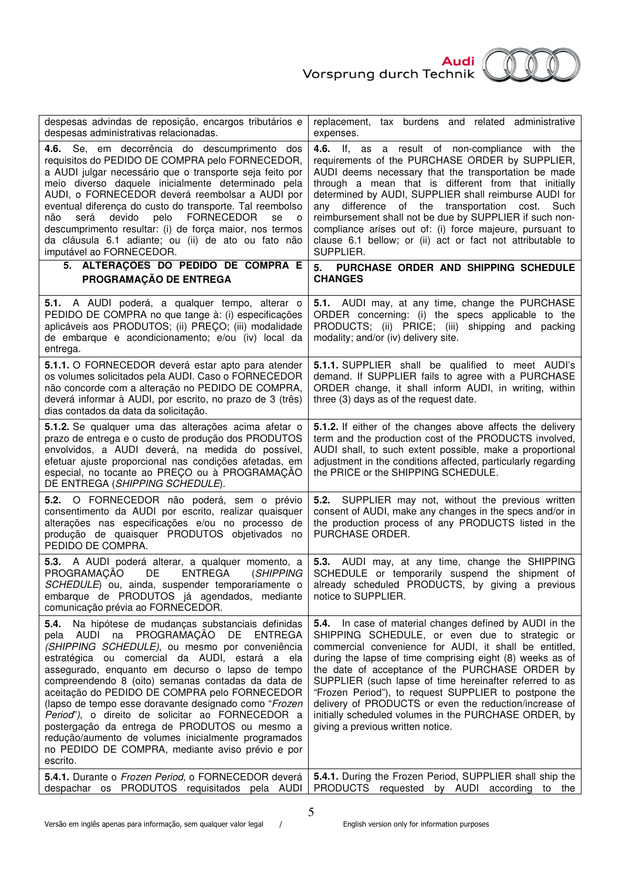| | |
|---|---|
| despesas advindas de reposição, encargos tributários e despesas administrativas relacionadas. | replacement, tax burdens and related administrative expenses. |
| **4.6.** Se, em decorrência do descumprimento dos requisitos do PEDIDO DE COMPRA pelo FORNECEDOR, a AUDI julgar necessário que o transporte seja feito por meio diverso daquele inicialmente determinado pela AUDI, o FORNECEDOR deverá reembolsar a AUDI por eventual diferença do custo do transporte. Tal reembolso não será devido pelo FORNECEDOR se o descumprimento resultar: (i) de força maior, nos termos da cláusula 6.1 adiante; ou (ii) de ato ou fato não imputável ao FORNECEDOR. | **4.6.** If, as a result of non-compliance with the requirements of the PURCHASE ORDER by SUPPLIER, AUDI deems necessary that the transportation be made through a mean that is different from that initially determined by AUDI, SUPPLIER shall reimburse AUDI for any difference of the transportation cost. Such reimbursement shall not be due by SUPPLIER if such non-compliance arises out of: (i) force majeure, pursuant to clause 6.1 bellow; or (ii) act or fact not attributable to SUPPLIER. |
| **5. ALTERAÇÕES DO PEDIDO DE COMPRA E PROGRAMAÇÃO DE ENTREGA** | **5. PURCHASE ORDER AND SHIPPING SCHEDULE CHANGES** |
| **5.1.** A AUDI poderá, a qualquer tempo, alterar o PEDIDO DE COMPRA no que tange à: (i) especificações aplicáveis aos PRODUTOS; (ii) PREÇO; (iii) modalidade de embarque e acondicionamento; e/ou (iv) local da entrega. | **5.1.** AUDI may, at any time, change the PURCHASE ORDER concerning: (i) the specs applicable to the PRODUCTS; (ii) PRICE; (iii) shipping and packing modality; and/or (iv) delivery site. |
| **5.1.1.** O FORNECEDOR deverá estar apto para atender os volumes solicitados pela AUDI. Caso o FORNECEDOR não concorde com a alteração no PEDIDO DE COMPRA, deverá informar à AUDI, por escrito, no prazo de 3 (três) dias contados da data da solicitação. | **5.1.1.** SUPPLIER shall be qualified to meet AUDI's demand. If SUPPLIER fails to agree with a PURCHASE ORDER change, it shall inform AUDI, in writing, within three (3) days as of the request date. |
| **5.1.2.** Se qualquer uma das alterações acima afetar o prazo de entrega e o custo de produção dos PRODUTOS envolvidos, a AUDI deverá, na medida do possível, efetuar ajuste proporcional nas condições afetadas, em especial, no tocante ao PREÇO ou à PROGRAMAÇÃO DE ENTREGA (*SHIPPING SCHEDULE*). | **5.1.2.** If either of the changes above affects the delivery term and the production cost of the PRODUCTS involved, AUDI shall, to such extent possible, make a proportional adjustment in the conditions affected, particularly regarding the PRICE or the SHIPPING SCHEDULE. |
| **5.2.** O FORNECEDOR não poderá, sem o prévio consentimento da AUDI por escrito, realizar quaisquer alterações nas especificações e/ou no processo de produção de quaisquer PRODUTOS objetivados no PEDIDO DE COMPRA. | **5.2.** SUPPLIER may not, without the previous written consent of AUDI, make any changes in the specs and/or in the production process of any PRODUCTS listed in the PURCHASE ORDER. |
| **5.3.** A AUDI poderá alterar, a qualquer momento, a PROGRAMAÇÃO DE ENTREGA (*SHIPPING SCHEDULE*) ou, ainda, suspender temporariamente o embarque de PRODUTOS já agendados, mediante comunicação prévia ao FORNECEDOR. | **5.3.** AUDI may, at any time, change the SHIPPING SCHEDULE or temporarily suspend the shipment of already scheduled PRODUCTS, by giving a previous notice to SUPPLIER. |
| **5.4.** Na hipótese de mudanças substanciais definidas pela AUDI na PROGRAMAÇÃO DE ENTREGA (*SHIPPING SCHEDULE*), ou mesmo por conveniência estratégica ou comercial da AUDI, estará a ela assegurado, enquanto em decurso o lapso de tempo compreendendo 8 (oito) semanas contadas da data de aceitação do PEDIDO DE COMPRA pelo FORNECEDOR (lapso de tempo esse doravante designado como "*Frozen Period*"), o direito de solicitar ao FORNECEDOR a postergação da entrega de PRODUTOS ou mesmo a redução/aumento de volumes inicialmente programados no PEDIDO DE COMPRA, mediante aviso prévio e por escrito. | **5.4.** In case of material changes defined by AUDI in the SHIPPING SCHEDULE, or even due to strategic or commercial convenience for AUDI, it shall be entitled, during the lapse of time comprising eight (8) weeks as of the date of acceptance of the PURCHASE ORDER by SUPPLIER (such lapse of time hereinafter referred to as "Frozen Period"), to request SUPPLIER to postpone the delivery of PRODUCTS or even the reduction/increase of initially scheduled volumes in the PURCHASE ORDER, by giving a previous written notice. |
| **5.4.1.** Durante o *Frozen Period*, o FORNECEDOR deverá despachar os PRODUTOS requisitados pela AUDI | **5.4.1.** During the Frozen Period, SUPPLIER shall ship the PRODUCTS requested by AUDI according to the |

Versão em inglês apenas para informação, sem qualquer valor legal / English version only for information purposes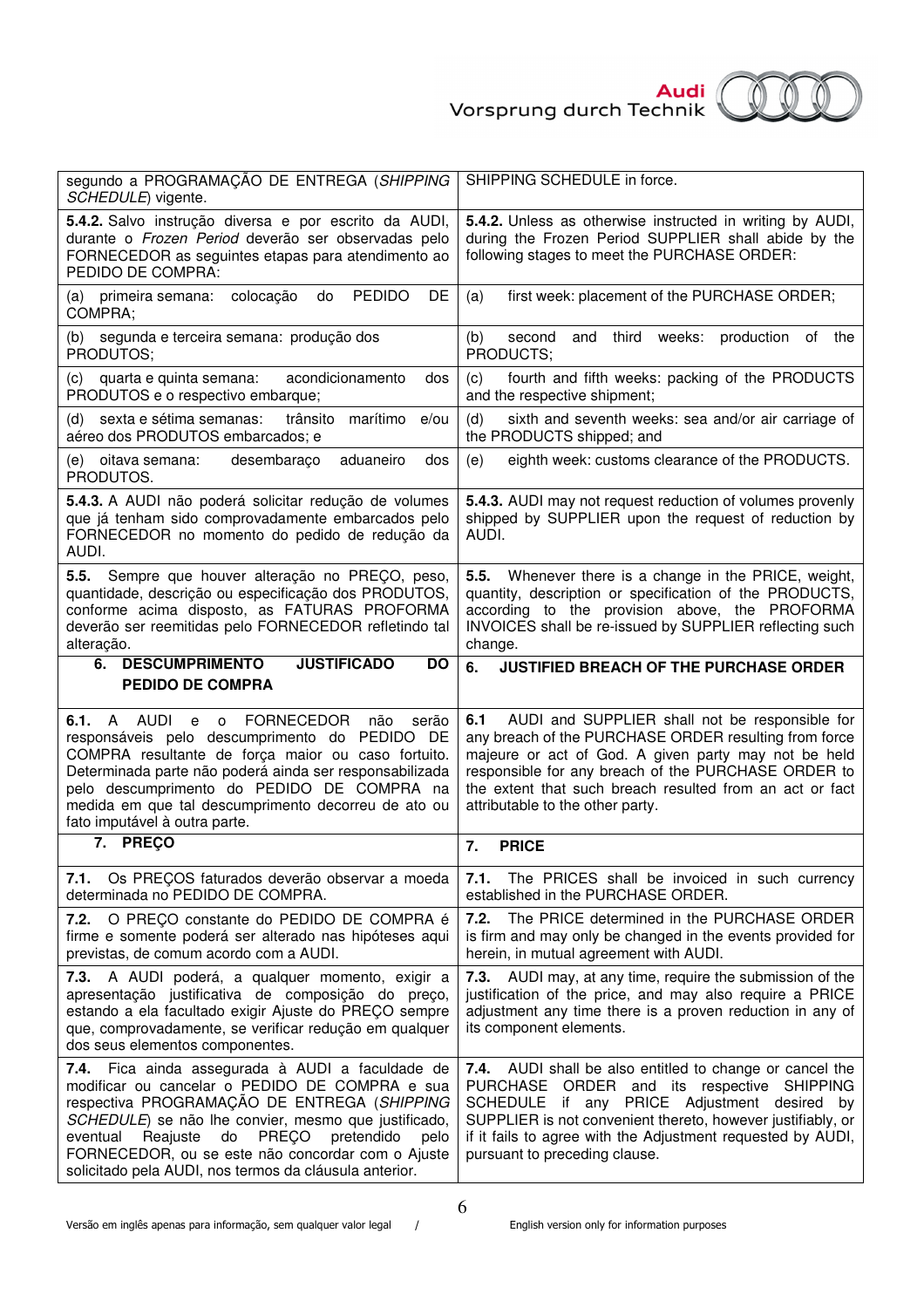| | |
|---|---|
| segundo a PROGRAMAÇÃO DE ENTREGA (*SHIPPING SCHEDULE*) vigente. | SHIPPING SCHEDULE in force. |
| **5.4.2.** Salvo instrução diversa e por escrito da AUDI, durante o *Frozen Period* deverão ser observadas pelo FORNECEDOR as seguintes etapas para atendimento ao PEDIDO DE COMPRA: | **5.4.2.** Unless as otherwise instructed in writing by AUDI, during the Frozen Period SUPPLIER shall abide by the following stages to meet the PURCHASE ORDER: |
| (a) primeira semana: colocação do PEDIDO DE COMPRA; | (a) first week: placement of the PURCHASE ORDER; |
| (b) segunda e terceira semana: produção dos PRODUTOS; | (b) second and third weeks: production of the PRODUCTS; |
| (c) quarta e quinta semana: acondicionamento dos PRODUTOS e o respectivo embarque; | (c) fourth and fifth weeks: packing of the PRODUCTS and the respective shipment; |
| (d) sexta e sétima semanas: trânsito marítimo e/ou aéreo dos PRODUTOS embarcados; e | (d) sixth and seventh weeks: sea and/or air carriage of the PRODUCTS shipped; and |
| (e) oitava semana: desembaraço aduaneiro dos PRODUTOS. | (e) eighth week: customs clearance of the PRODUCTS. |
| **5.4.3.** A AUDI não poderá solicitar redução de volumes que já tenham sido comprovadamente embarcados pelo FORNECEDOR no momento do pedido de redução da AUDI. | **5.4.3.** AUDI may not request reduction of volumes provenly shipped by SUPPLIER upon the request of reduction by AUDI. |
| **5.5.** Sempre que houver alteração no PREÇO, peso, quantidade, descrição ou especificação dos PRODUTOS, conforme acima disposto, as FATURAS PROFORMA deverão ser reemitidas pelo FORNECEDOR refletindo tal alteração. | **5.5.** Whenever there is a change in the PRICE, weight, quantity, description or specification of the PRODUCTS, according to the provision above, the PROFORMA INVOICES shall be re-issued by SUPPLIER reflecting such change. |
| **6. DESCUMPRIMENTO JUSTIFICADO DO PEDIDO DE COMPRA** | **6. JUSTIFIED BREACH OF THE PURCHASE ORDER** |
| **6.1.** A AUDI e o FORNECEDOR não serão responsáveis pelo descumprimento do PEDIDO DE COMPRA resultante de força maior ou caso fortuito. Determinada parte não poderá ainda ser responsabilizada pelo descumprimento do PEDIDO DE COMPRA na medida em que tal descumprimento decorreu de ato ou fato imputável à outra parte. | **6.1** AUDI and SUPPLIER shall not be responsible for any breach of the PURCHASE ORDER resulting from force majeure or act of God. A given party may not be held responsible for any breach of the PURCHASE ORDER to the extent that such breach resulted from an act or fact attributable to the other party. |
| **7. PREÇO** | **7. PRICE** |
| **7.1.** Os PREÇOS faturados deverão observar a moeda determinada no PEDIDO DE COMPRA. | **7.1.** The PRICES shall be invoiced in such currency established in the PURCHASE ORDER. |
| **7.2.** O PREÇO constante do PEDIDO DE COMPRA é firme e somente poderá ser alterado nas hipóteses aqui previstas, de comum acordo com a AUDI. | **7.2.** The PRICE determined in the PURCHASE ORDER is firm and may only be changed in the events provided for herein, in mutual agreement with AUDI. |
| **7.3.** A AUDI poderá, a qualquer momento, exigir a apresentação justificativa de composição do preço, estando a ela facultado exigir Ajuste do PREÇO sempre que, comprovadamente, se verificar redução em qualquer dos seus elementos componentes. | **7.3.** AUDI may, at any time, require the submission of the justification of the price, and may also require a PRICE adjustment any time there is a proven reduction in any of its component elements. |
| **7.4.** Fica ainda assegurada à AUDI a faculdade de modificar ou cancelar o PEDIDO DE COMPRA e sua respectiva PROGRAMAÇÃO DE ENTREGA (*SHIPPING SCHEDULE*) se não lhe convier, mesmo que justificado, eventual Reajuste do PREÇO pretendido pelo FORNECEDOR, ou se este não concordar com o Ajuste solicitado pela AUDI, nos termos da cláusula anterior. | **7.4.** AUDI shall be also entitled to change or cancel the PURCHASE ORDER and its respective SHIPPING SCHEDULE if any PRICE Adjustment desired by SUPPLIER is not convenient thereto, however justifiably, or if it fails to agree with the Adjustment requested by AUDI, pursuant to preceding clause. |

Versão em inglês apenas para informação, sem qualquer valor legal / English version only for information purposes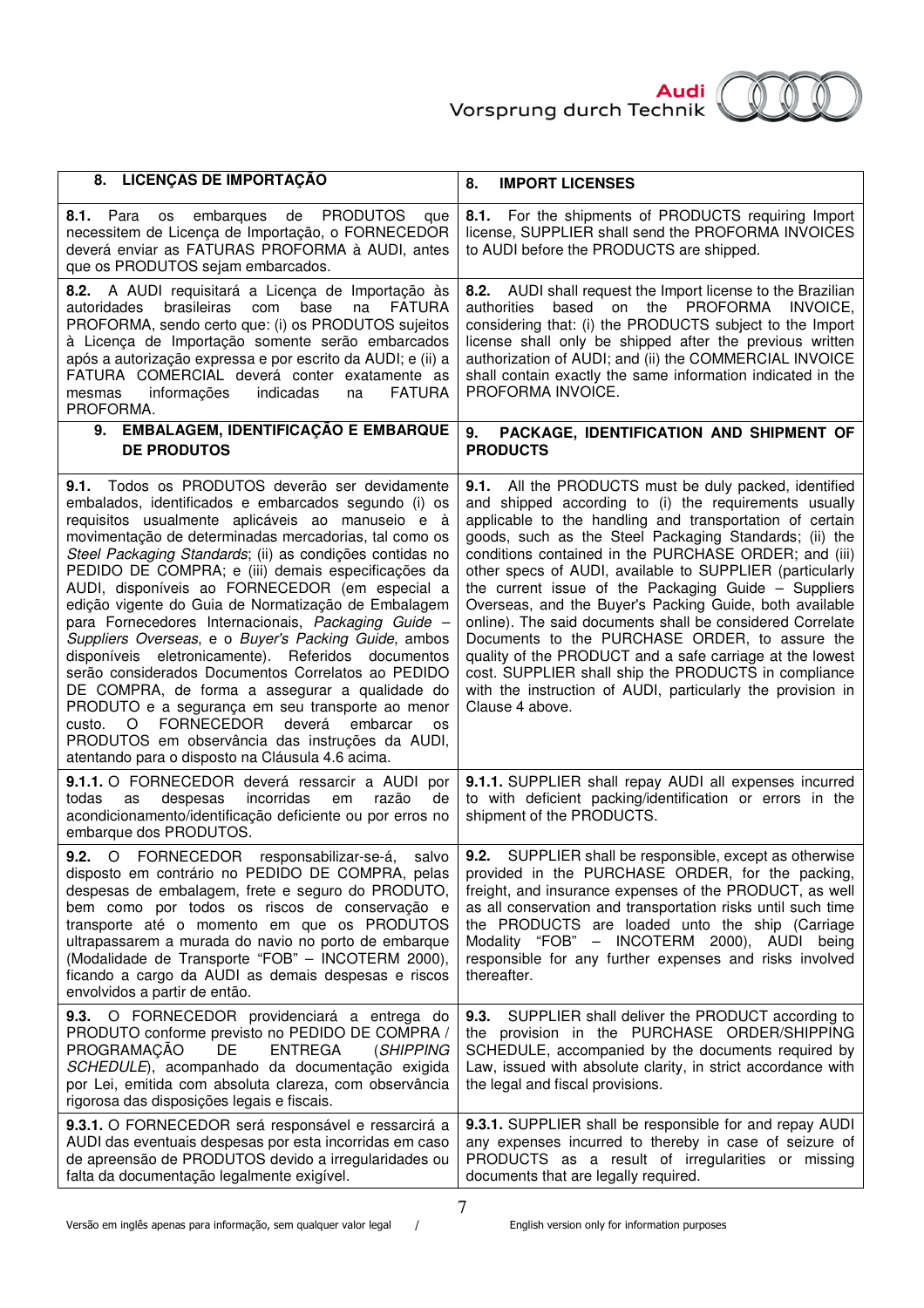| 8. LICENÇAS DE IMPORTAÇÃO | 8. IMPORT LICENSES |
|---|---|
| **8.1.** Para os embarques de PRODUTOS que necessitem de Licença de Importação, o FORNECEDOR deverá enviar as FATURAS PROFORMA à AUDI, antes que os PRODUTOS sejam embarcados. | **8.1.** For the shipments of PRODUCTS requiring Import license, SUPPLIER shall send the PROFORMA INVOICES to AUDI before the PRODUCTS are shipped. |
| **8.2.** A AUDI requisitará a Licença de Importação às autoridades brasileiras com base na FATURA PROFORMA, sendo certo que: (i) os PRODUTOS sujeitos à Licença de Importação somente serão embarcados após a autorização expressa e por escrito da AUDI; e (ii) a FATURA COMERCIAL deverá conter exatamente as mesmas informações indicadas na FATURA PROFORMA. | **8.2.** AUDI shall request the Import license to the Brazilian authorities based on the PROFORMA INVOICE, considering that: (i) the PRODUCTS subject to the Import license shall only be shipped after the previous written authorization of AUDI; and (ii) the COMMERCIAL INVOICE shall contain exactly the same information indicated in the PROFORMA INVOICE. |
| **9. EMBALAGEM, IDENTIFICAÇÃO E EMBARQUE DE PRODUTOS** | **9. PACKAGE, IDENTIFICATION AND SHIPMENT OF PRODUCTS** |
| **9.1.** Todos os PRODUTOS deverão ser devidamente embalados, identificados e embarcados segundo (i) os requisitos usualmente aplicáveis ao manuseio e à movimentação de determinadas mercadorias, tal como os *Steel Packaging Standards*; (ii) as condições contidas no PEDIDO DE COMPRA; e (iii) demais especificações da AUDI, disponíveis ao FORNECEDOR (em especial a edição vigente do Guia de Normatização de Embalagem para Fornecedores Internacionais, *Packaging Guide – Suppliers Overseas*, e o *Buyer's Packing Guide*, ambos disponíveis eletronicamente). Referidos documentos serão considerados Documentos Correlatos ao PEDIDO DE COMPRA, de forma a assegurar a qualidade do PRODUTO e a segurança em seu transporte ao menor custo. O FORNECEDOR deverá embarcar os PRODUTOS em observância das instruções da AUDI, atentando para o disposto na Cláusula 4.6 acima. | **9.1.** All the PRODUCTS must be duly packed, identified and shipped according to (i) the requirements usually applicable to the handling and transportation of certain goods, such as the Steel Packaging Standards; (ii) the conditions contained in the PURCHASE ORDER; and (iii) other specs of AUDI, available to SUPPLIER (particularly the current issue of the Packaging Guide – Suppliers Overseas, and the Buyer's Packing Guide, both available online). The said documents shall be considered Correlate Documents to the PURCHASE ORDER, to assure the quality of the PRODUCT and a safe carriage at the lowest cost. SUPPLIER shall ship the PRODUCTS in compliance with the instruction of AUDI, particularly the provision in Clause 4 above. |
| **9.1.1.** O FORNECEDOR deverá ressarcir a AUDI por todas as despesas incorridas em razão de acondicionamento/identificação deficiente ou por erros no embarque dos PRODUTOS. | **9.1.1.** SUPPLIER shall repay AUDI all expenses incurred to with deficient packing/identification or errors in the shipment of the PRODUCTS. |
| **9.2.** O FORNECEDOR responsabilizar-se-á, salvo disposto em contrário no PEDIDO DE COMPRA, pelas despesas de embalagem, frete e seguro do PRODUTO, bem como por todos os riscos de conservação e transporte até o momento em que os PRODUTOS ultrapassarem a murada do navio no porto de embarque (Modalidade de Transporte "FOB" – INCOTERM 2000), ficando a cargo da AUDI as demais despesas e riscos envolvidos a partir de então. | **9.2.** SUPPLIER shall be responsible, except as otherwise provided in the PURCHASE ORDER, for the packing, freight, and insurance expenses of the PRODUCT, as well as all conservation and transportation risks until such time the PRODUCTS are loaded unto the ship (Carriage Modality "FOB" – INCOTERM 2000), AUDI being responsible for any further expenses and risks involved thereafter. |
| **9.3.** O FORNECEDOR providenciará a entrega do PRODUTO conforme previsto no PEDIDO DE COMPRA / PROGRAMAÇÃO DE ENTREGA (*SHIPPING SCHEDULE*), acompanhado da documentação exigida por Lei, emitida com absoluta clareza, com observância rigorosa das disposições legais e fiscais. | **9.3.** SUPPLIER shall deliver the PRODUCT according to the provision in the PURCHASE ORDER/SHIPPING SCHEDULE, accompanied by the documents required by Law, issued with absolute clarity, in strict accordance with the legal and fiscal provisions. |
| **9.3.1.** O FORNECEDOR será responsável e ressarcirá a AUDI das eventuais despesas por esta incorridas em caso de apreensão de PRODUTOS devido a irregularidades ou falta da documentação legalmente exigível. | **9.3.1.** SUPPLIER shall be responsible for and repay AUDI any expenses incurred to thereby in case of seizure of PRODUCTS as a result of irregularities or missing documents that are legally required. |

Versão em inglês apenas para informação, sem qualquer valor legal / English version only for information purposes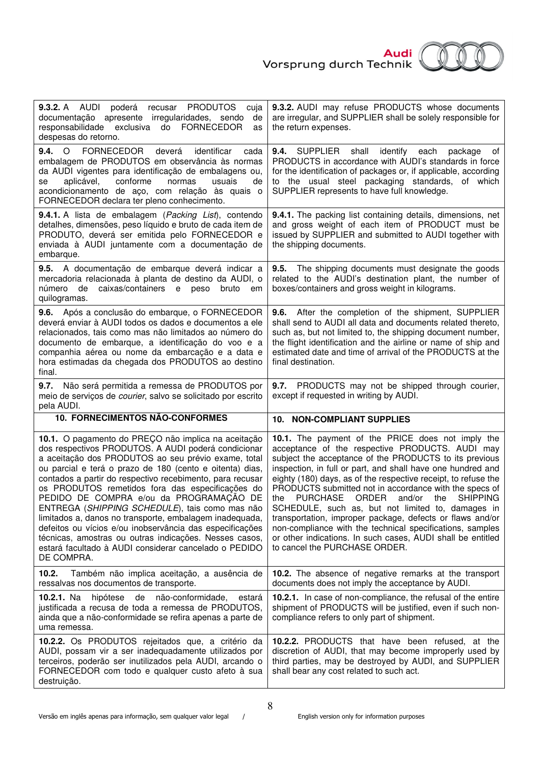| | |
|---|---|
| **9.3.2.** A AUDI poderá recusar PRODUTOS cuja documentação apresente irregularidades, sendo de responsabilidade exclusiva do FORNECEDOR as despesas do retorno. | **9.3.2.** AUDI may refuse PRODUCTS whose documents are irregular, and SUPPLIER shall be solely responsible for the return expenses. |
| **9.4.** O FORNECEDOR deverá identificar cada embalagem de PRODUTOS em observância às normas da AUDI vigentes para identificação de embalagens ou, se aplicável, conforme normas usuais de acondicionamento de aço, com relação às quais o FORNECEDOR declara ter pleno conhecimento. | **9.4.** SUPPLIER shall identify each package of PRODUCTS in accordance with AUDI's standards in force for the identification of packages or, if applicable, according to the usual steel packaging standards, of which SUPPLIER represents to have full knowledge. |
| **9.4.1.** A lista de embalagem (*Packing List*), contendo detalhes, dimensões, peso líquido e bruto de cada item de PRODUTO, deverá ser emitida pelo FORNECEDOR e enviada à AUDI juntamente com a documentação de embarque. | **9.4.1.** The packing list containing details, dimensions, net and gross weight of each item of PRODUCT must be issued by SUPPLIER and submitted to AUDI together with the shipping documents. |
| **9.5.** A documentação de embarque deverá indicar a mercadoria relacionada à planta de destino da AUDI, o número de caixas/containers e peso bruto em quilogramas. | **9.5.** The shipping documents must designate the goods related to the AUDI's destination plant, the number of boxes/containers and gross weight in kilograms. |
| **9.6.** Após a conclusão do embarque, o FORNECEDOR deverá enviar à AUDI todos os dados e documentos a ele relacionados, tais como mas não limitados ao número do documento de embarque, a identificação do voo e a companhia aérea ou nome da embarcação e a data e hora estimadas da chegada dos PRODUTOS ao destino final. | **9.6.** After the completion of the shipment, SUPPLIER shall send to AUDI all data and documents related thereto, such as, but not limited to, the shipping document number, the flight identification and the airline or name of ship and estimated date and time of arrival of the PRODUCTS at the final destination. |
| **9.7.** Não será permitida a remessa de PRODUTOS por meio de serviços de *courier*, salvo se solicitado por escrito pela AUDI. | **9.7.** PRODUCTS may not be shipped through courier, except if requested in writing by AUDI. |
| **10. FORNECIMENTOS NÃO-CONFORMES** | **10. NON-COMPLIANT SUPPLIES** |
| **10.1.** O pagamento do PREÇO não implica na aceitação dos respectivos PRODUTOS. A AUDI poderá condicionar a aceitação dos PRODUTOS ao seu prévio exame, total ou parcial e terá o prazo de 180 (cento e oitenta) dias, contados a partir do respectivo recebimento, para recusar os PRODUTOS remetidos fora das especificações do PEDIDO DE COMPRA e/ou da PROGRAMAÇÃO DE ENTREGA (*SHIPPING SCHEDULE*), tais como mas não limitados a, danos no transporte, embalagem inadequada, defeitos ou vícios e/ou inobservância das especificações técnicas, amostras ou outras indicações. Nesses casos, estará facultado à AUDI considerar cancelado o PEDIDO DE COMPRA. | **10.1.** The payment of the PRICE does not imply the acceptance of the respective PRODUCTS. AUDI may subject the acceptance of the PRODUCTS to its previous inspection, in full or part, and shall have one hundred and eighty (180) days, as of the respective receipt, to refuse the PRODUCTS submitted not in accordance with the specs of the PURCHASE ORDER and/or the SHIPPING SCHEDULE, such as, but not limited to, damages in transportation, improper package, defects or flaws and/or non-compliance with the technical specifications, samples or other indications. In such cases, AUDI shall be entitled to cancel the PURCHASE ORDER. |
| **10.2.** Também não implica aceitação, a ausência de ressalvas nos documentos de transporte. | **10.2.** The absence of negative remarks at the transport documents does not imply the acceptance by AUDI. |
| **10.2.1.** Na hipótese de não-conformidade, estará justificada a recusa de toda a remessa de PRODUTOS, ainda que a não-conformidade se refira apenas a parte de uma remessa. | **10.2.1.** In case of non-compliance, the refusal of the entire shipment of PRODUCTS will be justified, even if such non-compliance refers to only part of shipment. |
| **10.2.2.** Os PRODUTOS rejeitados que, a critério da AUDI, possam vir a ser inadequadamente utilizados por terceiros, poderão ser inutilizados pela AUDI, arcando o FORNECEDOR com todo e qualquer custo afeto à sua destruição. | **10.2.2.** PRODUCTS that have been refused, at the discretion of AUDI, that may become improperly used by third parties, may be destroyed by AUDI, and SUPPLIER shall bear any cost related to such act. |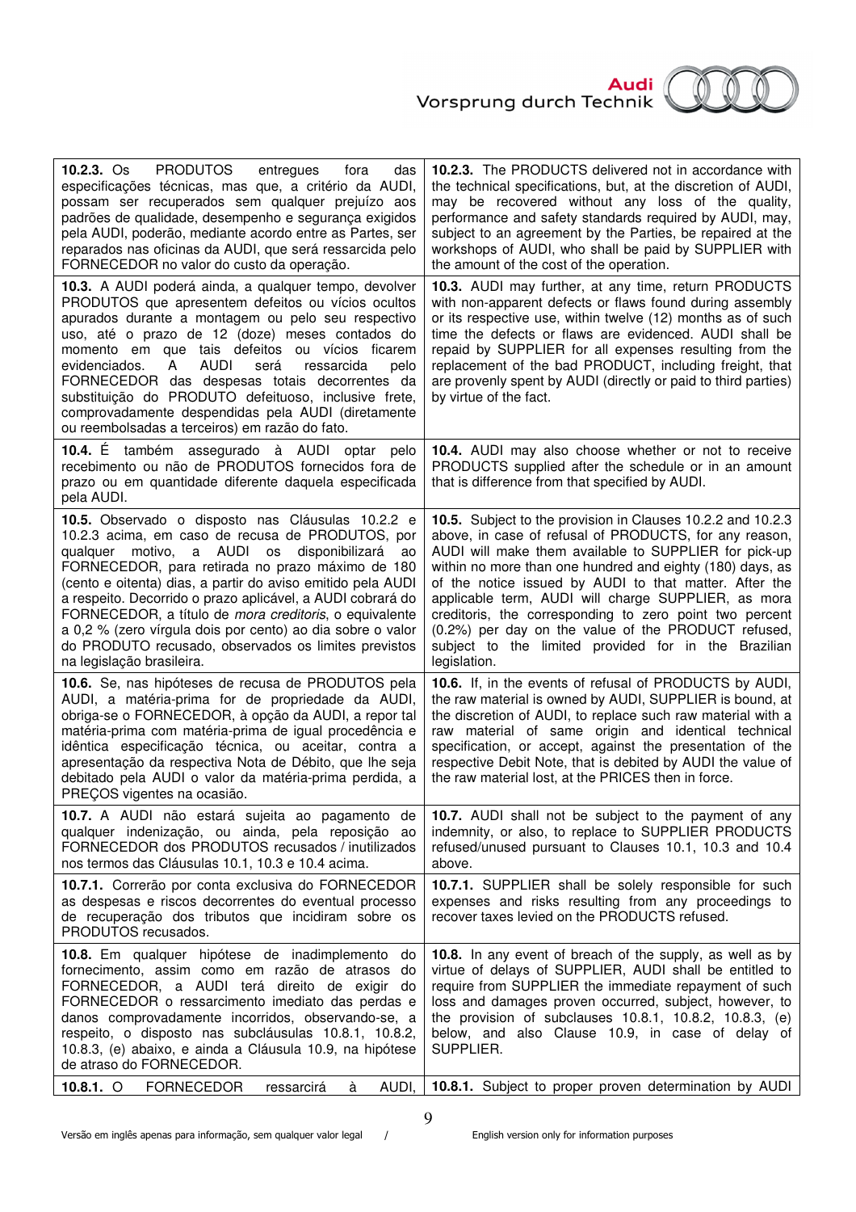| | |
|---|---|
| **10.2.3.** Os PRODUTOS entregues fora das especificações técnicas, mas que, a critério da AUDI, possam ser recuperados sem qualquer prejuízo aos padrões de qualidade, desempenho e segurança exigidos pela AUDI, poderão, mediante acordo entre as Partes, ser reparados nas oficinas da AUDI, que será ressarcida pelo FORNECEDOR no valor do custo da operação. | **10.2.3.** The PRODUCTS delivered not in accordance with the technical specifications, but, at the discretion of AUDI, may be recovered without any loss of the quality, performance and safety standards required by AUDI, may, subject to an agreement by the Parties, be repaired at the workshops of AUDI, who shall be paid by SUPPLIER with the amount of the cost of the operation. |
| **10.3.** A AUDI poderá ainda, a qualquer tempo, devolver PRODUTOS que apresentem defeitos ou vícios ocultos apurados durante a montagem ou pelo seu respectivo uso, até o prazo de 12 (doze) meses contados do momento em que tais defeitos ou vícios ficarem evidenciados. A AUDI será ressarcida pelo FORNECEDOR das despesas totais decorrentes da substituição do PRODUTO defeituoso, inclusive frete, comprovadamente despendidas pela AUDI (diretamente ou reembolsadas a terceiros) em razão do fato. | **10.3.** AUDI may further, at any time, return PRODUCTS with non-apparent defects or flaws found during assembly or its respective use, within twelve (12) months as of such time the defects or flaws are evidenced. AUDI shall be repaid by SUPPLIER for all expenses resulting from the replacement of the bad PRODUCT, including freight, that are provenly spent by AUDI (directly or paid to third parties) by virtue of the fact. |
| **10.4.** É também assegurado à AUDI optar pelo recebimento ou não de PRODUTOS fornecidos fora de prazo ou em quantidade diferente daquela especificada pela AUDI. | **10.4.** AUDI may also choose whether or not to receive PRODUCTS supplied after the schedule or in an amount that is difference from that specified by AUDI. |
| **10.5.** Observado o disposto nas Cláusulas 10.2.2 e 10.2.3 acima, em caso de recusa de PRODUTOS, por qualquer motivo, a AUDI os disponibilizará ao FORNECEDOR, para retirada no prazo máximo de 180 (cento e oitenta) dias, a partir do aviso emitido pela AUDI a respeito. Decorrido o prazo aplicável, a AUDI cobrará do FORNECEDOR, a título de *mora creditoris*, o equivalente a 0,2 % (zero vírgula dois por cento) ao dia sobre o valor do PRODUTO recusado, observados os limites previstos na legislação brasileira. | **10.5.** Subject to the provision in Clauses 10.2.2 and 10.2.3 above, in case of refusal of PRODUCTS, for any reason, AUDI will make them available to SUPPLIER for pick-up within no more than one hundred and eighty (180) days, as of the notice issued by AUDI to that matter. After the applicable term, AUDI will charge SUPPLIER, as mora creditoris, the corresponding to zero point two percent (0.2%) per day on the value of the PRODUCT refused, subject to the limited provided for in the Brazilian legislation. |
| **10.6.** Se, nas hipóteses de recusa de PRODUTOS pela AUDI, a matéria-prima for de propriedade da AUDI, obriga-se o FORNECEDOR, à opção da AUDI, a repor tal matéria-prima com matéria-prima de igual procedência e idêntica especificação técnica, ou aceitar, contra a apresentação da respectiva Nota de Débito, que lhe seja debitado pela AUDI o valor da matéria-prima perdida, a PREÇOS vigentes na ocasião. | **10.6.** If, in the events of refusal of PRODUCTS by AUDI, the raw material is owned by AUDI, SUPPLIER is bound, at the discretion of AUDI, to replace such raw material with a raw material of same origin and identical technical specification, or accept, against the presentation of the respective Debit Note, that is debited by AUDI the value of the raw material lost, at the PRICES then in force. |
| **10.7.** A AUDI não estará sujeita ao pagamento de qualquer indenização, ou ainda, pela reposição ao FORNECEDOR dos PRODUTOS recusados / inutilizados nos termos das Cláusulas 10.1, 10.3 e 10.4 acima. | **10.7.** AUDI shall not be subject to the payment of any indemnity, or also, to replace to SUPPLIER PRODUCTS refused/unused pursuant to Clauses 10.1, 10.3 and 10.4 above. |
| **10.7.1.** Correrão por conta exclusiva do FORNECEDOR as despesas e riscos decorrentes do eventual processo de recuperação dos tributos que incidiram sobre os PRODUTOS recusados. | **10.7.1.** SUPPLIER shall be solely responsible for such expenses and risks resulting from any proceedings to recover taxes levied on the PRODUCTS refused. |
| **10.8.** Em qualquer hipótese de inadimplemento do fornecimento, assim como em razão de atrasos do FORNECEDOR, a AUDI terá direito de exigir do FORNECEDOR o ressarcimento imediato das perdas e danos comprovadamente incorridos, observando-se, a respeito, o disposto nas subcláusulas 10.8.1, 10.8.2, 10.8.3, (e) abaixo, e ainda a Cláusula 10.9, na hipótese de atraso do FORNECEDOR. | **10.8.** In any event of breach of the supply, as well as by virtue of delays of SUPPLIER, AUDI shall be entitled to require from SUPPLIER the immediate repayment of such loss and damages proven occurred, subject, however, to the provision of subclauses 10.8.1, 10.8.2, 10.8.3, (e) below, and also Clause 10.9, in case of delay of SUPPLIER. |
| **10.8.1.** O FORNECEDOR ressarcirá à AUDI, | **10.8.1.** Subject to proper proven determination by AUDI |

Versão em inglês apenas para informação, sem qualquer valor legal / English version only for information purposes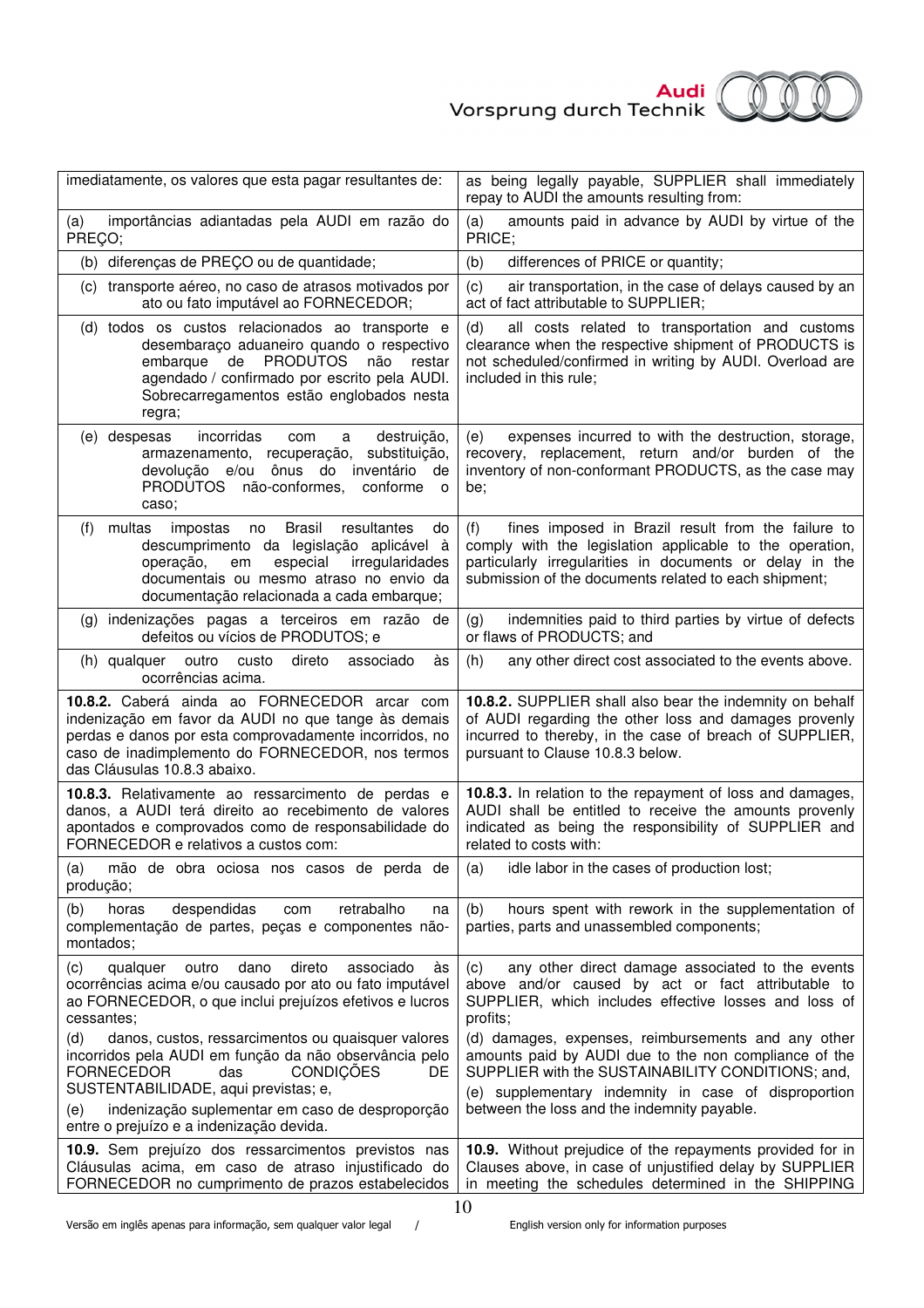| imediatamente, os valores que esta pagar resultantes de: | as being legally payable, SUPPLIER shall immediately repay to AUDI the amounts resulting from: |
|---|---|
| (a) importâncias adiantadas pela AUDI em razão do PREÇO; | (a) amounts paid in advance by AUDI by virtue of the PRICE; |
| (b) diferenças de PREÇO ou de quantidade; | (b) differences of PRICE or quantity; |
| (c) transporte aéreo, no caso de atrasos motivados por ato ou fato imputável ao FORNECEDOR; | (c) air transportation, in the case of delays caused by an act of fact attributable to SUPPLIER; |
| (d) todos os custos relacionados ao transporte e desembaraço aduaneiro quando o respectivo embarque de PRODUTOS não restar agendado / confirmado por escrito pela AUDI. Sobrecarregamentos estão englobados nesta regra; | (d) all costs related to transportation and customs clearance when the respective shipment of PRODUCTS is not scheduled/confirmed in writing by AUDI. Overload are included in this rule; |
| (e) despesas incorridas com a destruição, armazenamento, recuperação, substituição, devolução e/ou ônus do inventário de PRODUTOS não-conformes, conforme o caso; | (e) expenses incurred to with the destruction, storage, recovery, replacement, return and/or burden of the inventory of non-conformant PRODUCTS, as the case may be; |
| (f) multas impostas no Brasil resultantes do descumprimento da legislação aplicável à operação, em especial irregularidades documentais ou mesmo atraso no envio da documentação relacionada a cada embarque; | (f) fines imposed in Brazil result from the failure to comply with the legislation applicable to the operation, particularly irregularities in documents or delay in the submission of the documents related to each shipment; |
| (g) indenizações pagas a terceiros em razão de defeitos ou vícios de PRODUTOS; e | (g) indemnities paid to third parties by virtue of defects or flaws of PRODUCTS; and |
| (h) qualquer outro custo direto associado às ocorrências acima. | (h) any other direct cost associated to the events above. |
| **10.8.2.** Caberá ainda ao FORNECEDOR arcar com indenização em favor da AUDI no que tange às demais perdas e danos por esta comprovadamente incorridos, no caso de inadimplemento do FORNECEDOR, nos termos das Cláusulas 10.8.3 abaixo. | **10.8.2.** SUPPLIER shall also bear the indemnity on behalf of AUDI regarding the other loss and damages provenly incurred to thereby, in the case of breach of SUPPLIER, pursuant to Clause 10.8.3 below. |
| **10.8.3.** Relativamente ao ressarcimento de perdas e danos, a AUDI terá direito ao recebimento de valores apontados e comprovados como de responsabilidade do FORNECEDOR e relativos a custos com: | **10.8.3.** In relation to the repayment of loss and damages, AUDI shall be entitled to receive the amounts provenly indicated as being the responsibility of SUPPLIER and related to costs with: |
| (a) mão de obra ociosa nos casos de perda de produção; | (a) idle labor in the cases of production lost; |
| (b) horas despendidas com retrabalho na complementação de partes, peças e componentes não-montados; | (b) hours spent with rework in the supplementation of parties, parts and unassembled components; |
| (c) qualquer outro dano direto associado às ocorrências acima e/ou causado por ato ou fato imputável ao FORNECEDOR, o que inclui prejuízos efetivos e lucros cessantes;<br>(d) danos, custos, ressarcimentos ou quaisquer valores incorridos pela AUDI em função da não observância pelo FORNECEDOR das CONDIÇÕES DE SUSTENTABILIDADE, aqui previstas; e,<br>(e) indenização suplementar em caso de desproporção entre o prejuízo e a indenização devida. | (c) any other direct damage associated to the events above and/or caused by act or fact attributable to SUPPLIER, which includes effective losses and loss of profits;<br>(d) damages, expenses, reimbursements and any other amounts paid by AUDI due to the non compliance of the SUPPLIER with the SUSTAINABILITY CONDITIONS; and,<br>(e) supplementary indemnity in case of disproportion between the loss and the indemnity payable. |
| **10.9.** Sem prejuízo dos ressarcimentos previstos nas Cláusulas acima, em caso de atraso injustificado do FORNECEDOR no cumprimento de prazos estabelecidos | **10.9.** Without prejudice of the repayments provided for in Clauses above, in case of unjustified delay by SUPPLIER in meeting the schedules determined in the SHIPPING |

Versão em inglês apenas para informação, sem qualquer valor legal / English version only for information purposes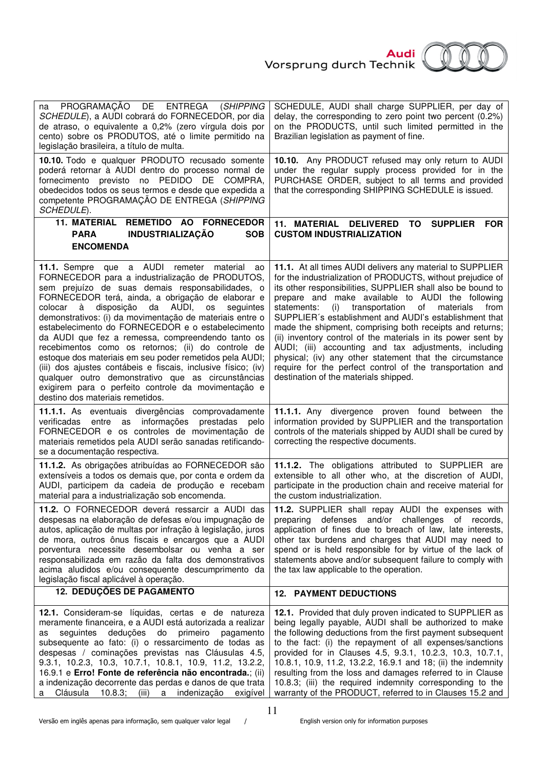| | |
|---|---|
| na PROGRAMAÇÃO DE ENTREGA (*SHIPPING SCHEDULE*), a AUDI cobrará do FORNECEDOR, por dia de atraso, o equivalente a 0,2% (zero vírgula dois por cento) sobre os PRODUTOS, até o limite permitido na legislação brasileira, a título de multa. | SCHEDULE, AUDI shall charge SUPPLIER, per day of delay, the corresponding to zero point two percent (0.2%) on the PRODUCTS, until such limited permitted in the Brazilian legislation as payment of fine. |
| **10.10.** Todo e qualquer PRODUTO recusado somente poderá retornar à AUDI dentro do processo normal de fornecimento previsto no PEDIDO DE COMPRA, obedecidos todos os seus termos e desde que expedida a competente PROGRAMAÇÃO DE ENTREGA (*SHIPPING SCHEDULE*). | **10.10.** Any PRODUCT refused may only return to AUDI under the regular supply process provided for in the PURCHASE ORDER, subject to all terms and provided that the corresponding SHIPPING SCHEDULE is issued. |
| **11. MATERIAL REMETIDO AO FORNECEDOR PARA INDUSTRIALIZAÇÃO SOB ENCOMENDA** | **11. MATERIAL DELIVERED TO SUPPLIER FOR CUSTOM INDUSTRIALIZATION** |
| **11.1.** Sempre que a AUDI remeter material ao FORNECEDOR para a industrialização de PRODUTOS, sem prejuízo de suas demais responsabilidades, o FORNECEDOR terá, ainda, a obrigação de elaborar e colocar à disposição da AUDI, os seguintes demonstrativos: (i) da movimentação de materiais entre o estabelecimento do FORNECEDOR e o estabelecimento da AUDI que fez a remessa, compreendendo tanto os recebimentos como os retornos; (ii) do controle de estoque dos materiais em seu poder remetidos pela AUDI; (iii) dos ajustes contábeis e fiscais, inclusive físico; (iv) qualquer outro demonstrativo que as circunstâncias exigirem para o perfeito controle da movimentação e destino dos materiais remetidos. | **11.1.** At all times AUDI delivers any material to SUPPLIER for the industrialization of PRODUCTS, without prejudice of its other responsibilities, SUPPLIER shall also be bound to prepare and make available to AUDI the following statements: (i) transportation of materials from SUPPLIER´s establishment and AUDI's establishment that made the shipment, comprising both receipts and returns; (ii) inventory control of the materials in its power sent by AUDI; (iii) accounting and tax adjustments, including physical; (iv) any other statement that the circumstance require for the perfect control of the transportation and destination of the materials shipped. |
| **11.1.1.** As eventuais divergências comprovadamente verificadas entre as informações prestadas pelo FORNECEDOR e os controles de movimentação de materiais remetidos pela AUDI serão sanadas retificando-se a documentação respectiva. | **11.1.1.** Any divergence proven found between the information provided by SUPPLIER and the transportation controls of the materials shipped by AUDI shall be cured by correcting the respective documents. |
| **11.1.2.** As obrigações atribuídas ao FORNECEDOR são extensíveis a todos os demais que, por conta e ordem da AUDI, participem da cadeia de produção e recebam material para a industrialização sob encomenda. | **11.1.2.** The obligations attributed to SUPPLIER are extensible to all other who, at the discretion of AUDI, participate in the production chain and receive material for the custom industrialization. |
| **11.2.** O FORNECEDOR deverá ressarcir a AUDI das despesas na elaboração de defesas e/ou impugnação de autos, aplicação de multas por infração à legislação, juros de mora, outros ônus fiscais e encargos que a AUDI porventura necessite desembolsar ou venha a ser responsabilizada em razão da falta dos demonstrativos acima aludidos e/ou consequente descumprimento da legislação fiscal aplicável à operação. | **11.2.** SUPPLIER shall repay AUDI the expenses with preparing defenses and/or challenges of records, application of fines due to breach of law, late interests, other tax burdens and charges that AUDI may need to spend or is held responsible for by virtue of the lack of statements above and/or subsequent failure to comply with the tax law applicable to the operation. |
| **12. DEDUÇÕES DE PAGAMENTO** | **12. PAYMENT DEDUCTIONS** |
| **12.1.** Consideram-se líquidas, certas e de natureza meramente financeira, e a AUDI está autorizada a realizar as seguintes deduções do primeiro pagamento subsequente ao fato: (i) o ressarcimento de todas as despesas / cominações previstas nas Cláusulas 4.5, 9.3.1, 10.2.3, 10.3, 10.7.1, 10.8.1, 10.9, 11.2, 13.2.2, 16.9.1 e **Erro! Fonte de referência não encontrada.**; (ii) a indenização decorrente das perdas e danos de que trata a Cláusula 10.8.3; (iii) a indenização exigível | **12.1.** Provided that duly proven indicated to SUPPLIER as being legally payable, AUDI shall be authorized to make the following deductions from the first payment subsequent to the fact: (i) the repayment of all expenses/sanctions provided for in Clauses 4.5, 9.3.1, 10.2.3, 10.3, 10.7.1, 10.8.1, 10.9, 11.2, 13.2.2, 16.9.1 and 18; (ii) the indemnity resulting from the loss and damages referred to in Clause 10.8.3; (iii) the required indemnity corresponding to the warranty of the PRODUCT, referred to in Clauses 15.2 and |

Versão em inglês apenas para informação, sem qualquer valor legal / English version only for information purposes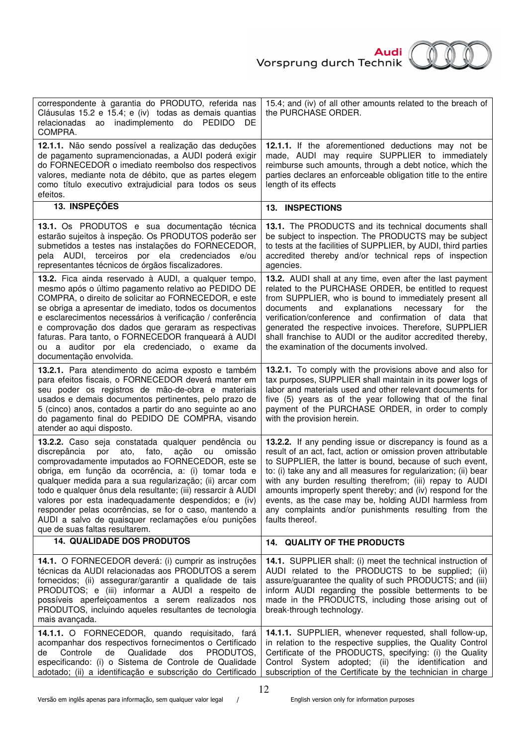| | |
|---|---|
| correspondente à garantia do PRODUTO, referida nas Cláusulas 15.2 e 15.4; e (iv) todas as demais quantias relacionadas ao inadimplemento do PEDIDO DE COMPRA. | 15.4; and (iv) of all other amounts related to the breach of the PURCHASE ORDER. |
| **12.1.1.** Não sendo possível a realização das deduções de pagamento supramencionadas, a AUDI poderá exigir do FORNECEDOR o imediato reembolso dos respectivos valores, mediante nota de débito, que as partes elegem como título executivo extrajudicial para todos os seus efeitos. | **12.1.1.** If the aforementioned deductions may not be made, AUDI may require SUPPLIER to immediately reimburse such amounts, through a debt notice, which the parties declares an enforceable obligation title to the entire length of its effects |
| **13. INSPEÇÕES** | **13. INSPECTIONS** |
| **13.1.** Os PRODUTOS e sua documentação técnica estarão sujeitos à inspeção. Os PRODUTOS poderão ser submetidos a testes nas instalações do FORNECEDOR, pela AUDI, terceiros por ela credenciados e/ou representantes técnicos de órgãos fiscalizadores. | **13.1.** The PRODUCTS and its technical documents shall be subject to inspection. The PRODUCTS may be subject to tests at the facilities of SUPPLIER, by AUDI, third parties accredited thereby and/or technical reps of inspection agencies. |
| **13.2.** Fica ainda reservado à AUDI, a qualquer tempo, mesmo após o último pagamento relativo ao PEDIDO DE COMPRA, o direito de solicitar ao FORNECEDOR, e este se obriga a apresentar de imediato, todos os documentos e esclarecimentos necessários à verificação / conferência e comprovação dos dados que geraram as respectivas faturas. Para tanto, o FORNECEDOR franqueará à AUDI ou a auditor por ela credenciado, o exame da documentação envolvida. | **13.2.** AUDI shall at any time, even after the last payment related to the PURCHASE ORDER, be entitled to request from SUPPLIER, who is bound to immediately present all documents and explanations necessary for the verification/conference and confirmation of data that generated the respective invoices. Therefore, SUPPLIER shall franchise to AUDI or the auditor accredited thereby, the examination of the documents involved. |
| **13.2.1.** Para atendimento do acima exposto e também para efeitos fiscais, o FORNECEDOR deverá manter em seu poder os registros de mão-de-obra e materiais usados e demais documentos pertinentes, pelo prazo de 5 (cinco) anos, contados a partir do ano seguinte ao ano do pagamento final do PEDIDO DE COMPRA, visando atender ao aqui disposto. | **13.2.1.** To comply with the provisions above and also for tax purposes, SUPPLIER shall maintain in its power logs of labor and materials used and other relevant documents for five (5) years as of the year following that of the final payment of the PURCHASE ORDER, in order to comply with the provision herein. |
| **13.2.2.** Caso seja constatada qualquer pendência ou discrepância por ato, fato, ação ou omissão comprovadamente imputados ao FORNECEDOR, este se obriga, em função da ocorrência, a: (i) tomar toda e qualquer medida para a sua regularização; (ii) arcar com todo e qualquer ônus dela resultante; (iii) ressarcir à AUDI valores por esta inadequadamente despendidos; e (iv) responder pelas ocorrências, se for o caso, mantendo a AUDI a salvo de quaisquer reclamações e/ou punições que de suas faltas resultarem. | **13.2.2.** If any pending issue or discrepancy is found as a result of an act, fact, action or omission proven attributable to SUPPLIER, the latter is bound, because of such event, to: (i) take any and all measures for regularization; (ii) bear with any burden resulting therefrom; (iii) repay to AUDI amounts improperly spent thereby; and (iv) respond for the events, as the case may be, holding AUDI harmless from any complaints and/or punishments resulting from the faults thereof. |
| **14. QUALIDADE DOS PRODUTOS** | **14. QUALITY OF THE PRODUCTS** |
| **14.1.** O FORNECEDOR deverá: (i) cumprir as instruções técnicas da AUDI relacionadas aos PRODUTOS a serem fornecidos; (ii) assegurar/garantir a qualidade de tais PRODUTOS; e (iii) informar a AUDI a respeito de possíveis aperfeiçoamentos a serem realizados nos PRODUTOS, incluindo aqueles resultantes de tecnologia mais avançada. | **14.1.** SUPPLIER shall: (i) meet the technical instruction of AUDI related to the PRODUCTS to be supplied; (ii) assure/guarantee the quality of such PRODUCTS; and (iii) inform AUDI regarding the possible betterments to be made in the PRODUCTS, including those arising out of break-through technology. |
| **14.1.1.** O FORNECEDOR, quando requisitado, fará acompanhar dos respectivos fornecimentos o Certificado de Controle de Qualidade dos PRODUTOS, especificando: (i) o Sistema de Controle de Qualidade adotado; (ii) a identificação e subscrição do Certificado | **14.1.1.** SUPPLIER, whenever requested, shall follow-up, in relation to the respective supplies, the Quality Control Certificate of the PRODUCTS, specifying: (i) the Quality Control System adopted; (ii) the identification and subscription of the Certificate by the technician in charge |

Versão em inglês apenas para informação, sem qualquer valor legal / English version only for information purposes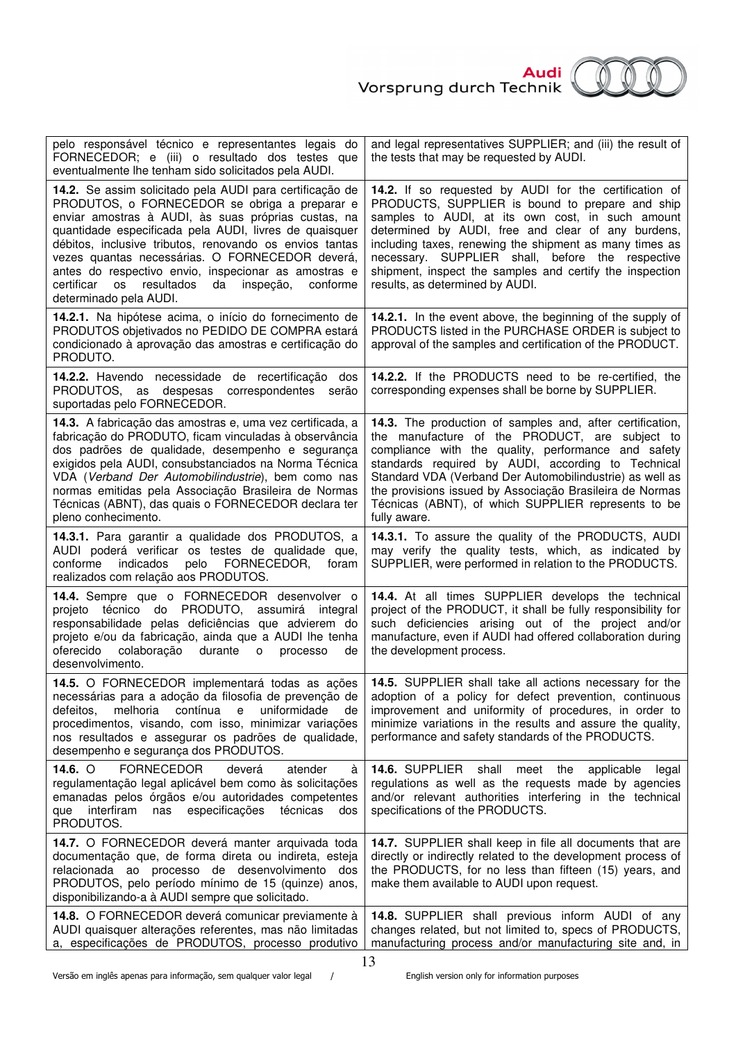| | |
|---|---|
| pelo responsável técnico e representantes legais do FORNECEDOR; e (iii) o resultado dos testes que eventualmente lhe tenham sido solicitados pela AUDI. | and legal representatives SUPPLIER; and (iii) the result of the tests that may be requested by AUDI. |
| **14.2.** Se assim solicitado pela AUDI para certificação de PRODUTOS, o FORNECEDOR se obriga a preparar e enviar amostras à AUDI, às suas próprias custas, na quantidade especificada pela AUDI, livres de quaisquer débitos, inclusive tributos, renovando os envios tantas vezes quantas necessárias. O FORNECEDOR deverá, antes do respectivo envio, inspecionar as amostras e certificar os resultados da inspeção, conforme determinado pela AUDI. | **14.2.** If so requested by AUDI for the certification of PRODUCTS, SUPPLIER is bound to prepare and ship samples to AUDI, at its own cost, in such amount determined by AUDI, free and clear of any burdens, including taxes, renewing the shipment as many times as necessary. SUPPLIER shall, before the respective shipment, inspect the samples and certify the inspection results, as determined by AUDI. |
| **14.2.1.** Na hipótese acima, o início do fornecimento de PRODUTOS objetivados no PEDIDO DE COMPRA estará condicionado à aprovação das amostras e certificação do PRODUTO. | **14.2.1.** In the event above, the beginning of the supply of PRODUCTS listed in the PURCHASE ORDER is subject to approval of the samples and certification of the PRODUCT. |
| **14.2.2.** Havendo necessidade de recertificação dos PRODUTOS, as despesas correspondentes serão suportadas pelo FORNECEDOR. | **14.2.2.** If the PRODUCTS need to be re-certified, the corresponding expenses shall be borne by SUPPLIER. |
| **14.3.** A fabricação das amostras e, uma vez certificada, a fabricação do PRODUTO, ficam vinculadas à observância dos padrões de qualidade, desempenho e segurança exigidos pela AUDI, consubstanciados na Norma Técnica VDA (*Verband Der Automobilindustrie*), bem como nas normas emitidas pela Associação Brasileira de Normas Técnicas (ABNT), das quais o FORNECEDOR declara ter pleno conhecimento. | **14.3.** The production of samples and, after certification, the manufacture of the PRODUCT, are subject to compliance with the quality, performance and safety standards required by AUDI, according to Technical Standard VDA (Verband Der Automobilindustrie) as well as the provisions issued by Associação Brasileira de Normas Técnicas (ABNT), of which SUPPLIER represents to be fully aware. |
| **14.3.1.** Para garantir a qualidade dos PRODUTOS, a AUDI poderá verificar os testes de qualidade que, conforme indicados pelo FORNECEDOR, foram realizados com relação aos PRODUTOS. | **14.3.1.** To assure the quality of the PRODUCTS, AUDI may verify the quality tests, which, as indicated by SUPPLIER, were performed in relation to the PRODUCTS. |
| **14.4.** Sempre que o FORNECEDOR desenvolver o projeto técnico do PRODUTO, assumirá integral responsabilidade pelas deficiências que advierem do projeto e/ou da fabricação, ainda que a AUDI lhe tenha oferecido colaboração durante o processo de desenvolvimento. | **14.4.** At all times SUPPLIER develops the technical project of the PRODUCT, it shall be fully responsibility for such deficiencies arising out of the project and/or manufacture, even if AUDI had offered collaboration during the development process. |
| **14.5.** O FORNECEDOR implementará todas as ações necessárias para a adoção da filosofia de prevenção de defeitos, melhoria contínua e uniformidade de procedimentos, visando, com isso, minimizar variações nos resultados e assegurar os padrões de qualidade, desempenho e segurança dos PRODUTOS. | **14.5.** SUPPLIER shall take all actions necessary for the adoption of a policy for defect prevention, continuous improvement and uniformity of procedures, in order to minimize variations in the results and assure the quality, performance and safety standards of the PRODUCTS. |
| **14.6.** O FORNECEDOR deverá atender à regulamentação legal aplicável bem como às solicitações emanadas pelos órgãos e/ou autoridades competentes que interfiram nas especificações técnicas dos PRODUTOS. | **14.6.** SUPPLIER shall meet the applicable legal regulations as well as the requests made by agencies and/or relevant authorities interfering in the technical specifications of the PRODUCTS. |
| **14.7.** O FORNECEDOR deverá manter arquivada toda documentação que, de forma direta ou indireta, esteja relacionada ao processo de desenvolvimento dos PRODUTOS, pelo período mínimo de 15 (quinze) anos, disponibilizando-a à AUDI sempre que solicitado. | **14.7.** SUPPLIER shall keep in file all documents that are directly or indirectly related to the development process of the PRODUCTS, for no less than fifteen (15) years, and make them available to AUDI upon request. |
| **14.8.** O FORNECEDOR deverá comunicar previamente à AUDI quaisquer alterações referentes, mas não limitadas a, especificações de PRODUTOS, processo produtivo | **14.8.** SUPPLIER shall previous inform AUDI of any changes related, but not limited to, specs of PRODUCTS, manufacturing process and/or manufacturing site and, in |

Versão em inglês apenas para informação, sem qualquer valor legal / English version only for information purposes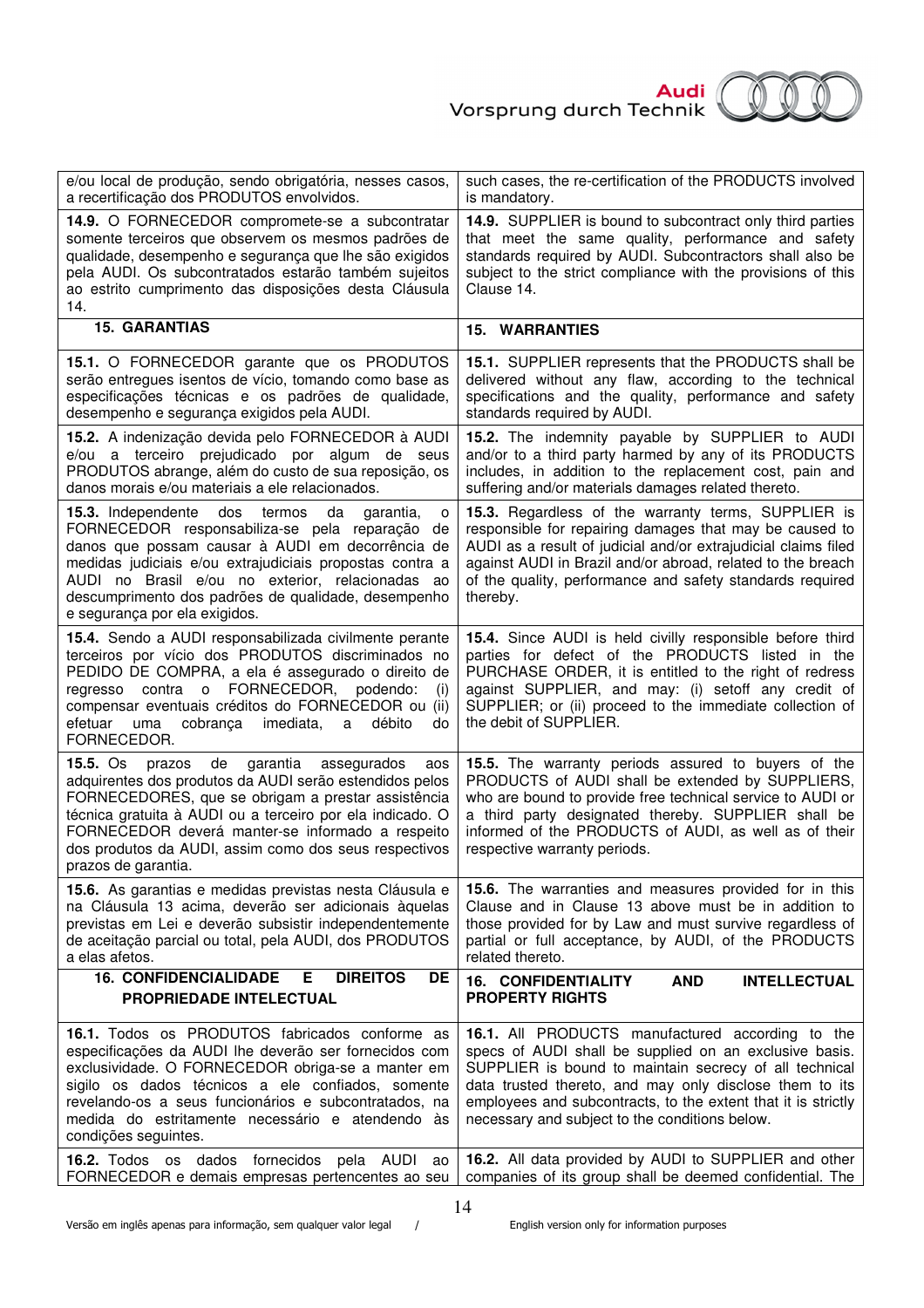| | |
|---|---|
| e/ou local de produção, sendo obrigatória, nesses casos, a recertificação dos PRODUTOS envolvidos. | such cases, the re-certification of the PRODUCTS involved is mandatory. |
| **14.9.** O FORNECEDOR compromete-se a subcontratar somente terceiros que observem os mesmos padrões de qualidade, desempenho e segurança que lhe são exigidos pela AUDI. Os subcontratados estarão também sujeitos ao estrito cumprimento das disposições desta Cláusula 14. | **14.9.** SUPPLIER is bound to subcontract only third parties that meet the same quality, performance and safety standards required by AUDI. Subcontractors shall also be subject to the strict compliance with the provisions of this Clause 14. |
| **15. GARANTIAS** | **15. WARRANTIES** |
| **15.1.** O FORNECEDOR garante que os PRODUTOS serão entregues isentos de vício, tomando como base as especificações técnicas e os padrões de qualidade, desempenho e segurança exigidos pela AUDI. | **15.1.** SUPPLIER represents that the PRODUCTS shall be delivered without any flaw, according to the technical specifications and the quality, performance and safety standards required by AUDI. |
| **15.2.** A indenização devida pelo FORNECEDOR à AUDI e/ou a terceiro prejudicado por algum de seus PRODUTOS abrange, além do custo de sua reposição, os danos morais e/ou materiais a ele relacionados. | **15.2.** The indemnity payable by SUPPLIER to AUDI and/or to a third party harmed by any of its PRODUCTS includes, in addition to the replacement cost, pain and suffering and/or materials damages related thereto. |
| **15.3.** Independente dos termos da garantia, o FORNECEDOR responsabiliza-se pela reparação de danos que possam causar à AUDI em decorrência de medidas judiciais e/ou extrajudiciais propostas contra a AUDI no Brasil e/ou no exterior, relacionadas ao descumprimento dos padrões de qualidade, desempenho e segurança por ela exigidos. | **15.3.** Regardless of the warranty terms, SUPPLIER is responsible for repairing damages that may be caused to AUDI as a result of judicial and/or extrajudicial claims filed against AUDI in Brazil and/or abroad, related to the breach of the quality, performance and safety standards required thereby. |
| **15.4.** Sendo a AUDI responsabilizada civilmente perante terceiros por vício dos PRODUTOS discriminados no PEDIDO DE COMPRA, a ela é assegurado o direito de regresso contra o FORNECEDOR, podendo: (i) compensar eventuais créditos do FORNECEDOR ou (ii) efetuar uma cobrança imediata, a débito do FORNECEDOR. | **15.4.** Since AUDI is held civilly responsible before third parties for defect of the PRODUCTS listed in the PURCHASE ORDER, it is entitled to the right of redress against SUPPLIER, and may: (i) setoff any credit of SUPPLIER; or (ii) proceed to the immediate collection of the debit of SUPPLIER. |
| **15.5.** Os prazos de garantia assegurados aos adquirentes dos produtos da AUDI serão estendidos pelos FORNECEDORES, que se obrigam a prestar assistência técnica gratuita à AUDI ou a terceiro por ela indicado. O FORNECEDOR deverá manter-se informado a respeito dos produtos da AUDI, assim como dos seus respectivos prazos de garantia. | **15.5.** The warranty periods assured to buyers of the PRODUCTS of AUDI shall be extended by SUPPLIERS, who are bound to provide free technical service to AUDI or a third party designated thereby. SUPPLIER shall be informed of the PRODUCTS of AUDI, as well as of their respective warranty periods. |
| **15.6.** As garantias e medidas previstas nesta Cláusula e na Cláusula 13 acima, deverão ser adicionais àquelas previstas em Lei e deverão subsistir independentemente de aceitação parcial ou total, pela AUDI, dos PRODUTOS a elas afetos. | **15.6.** The warranties and measures provided for in this Clause and in Clause 13 above must be in addition to those provided for by Law and must survive regardless of partial or full acceptance, by AUDI, of the PRODUCTS related thereto. |
| **16. CONFIDENCIALIDADE E DIREITOS DE PROPRIEDADE INTELECTUAL** | **16. CONFIDENTIALITY AND INTELLECTUAL PROPERTY RIGHTS** |
| **16.1.** Todos os PRODUTOS fabricados conforme as especificações da AUDI lhe deverão ser fornecidos com exclusividade. O FORNECEDOR obriga-se a manter em sigilo os dados técnicos a ele confiados, somente revelando-os a seus funcionários e subcontratados, na medida do estritamente necessário e atendendo às condições seguintes. | **16.1.** All PRODUCTS manufactured according to the specs of AUDI shall be supplied on an exclusive basis. SUPPLIER is bound to maintain secrecy of all technical data trusted thereto, and may only disclose them to its employees and subcontracts, to the extent that it is strictly necessary and subject to the conditions below. |
| **16.2.** Todos os dados fornecidos pela AUDI ao FORNECEDOR e demais empresas pertencentes ao seu | **16.2.** All data provided by AUDI to SUPPLIER and other companies of its group shall be deemed confidential. The |

Versão em inglês apenas para informação, sem qualquer valor legal / English version only for information purposes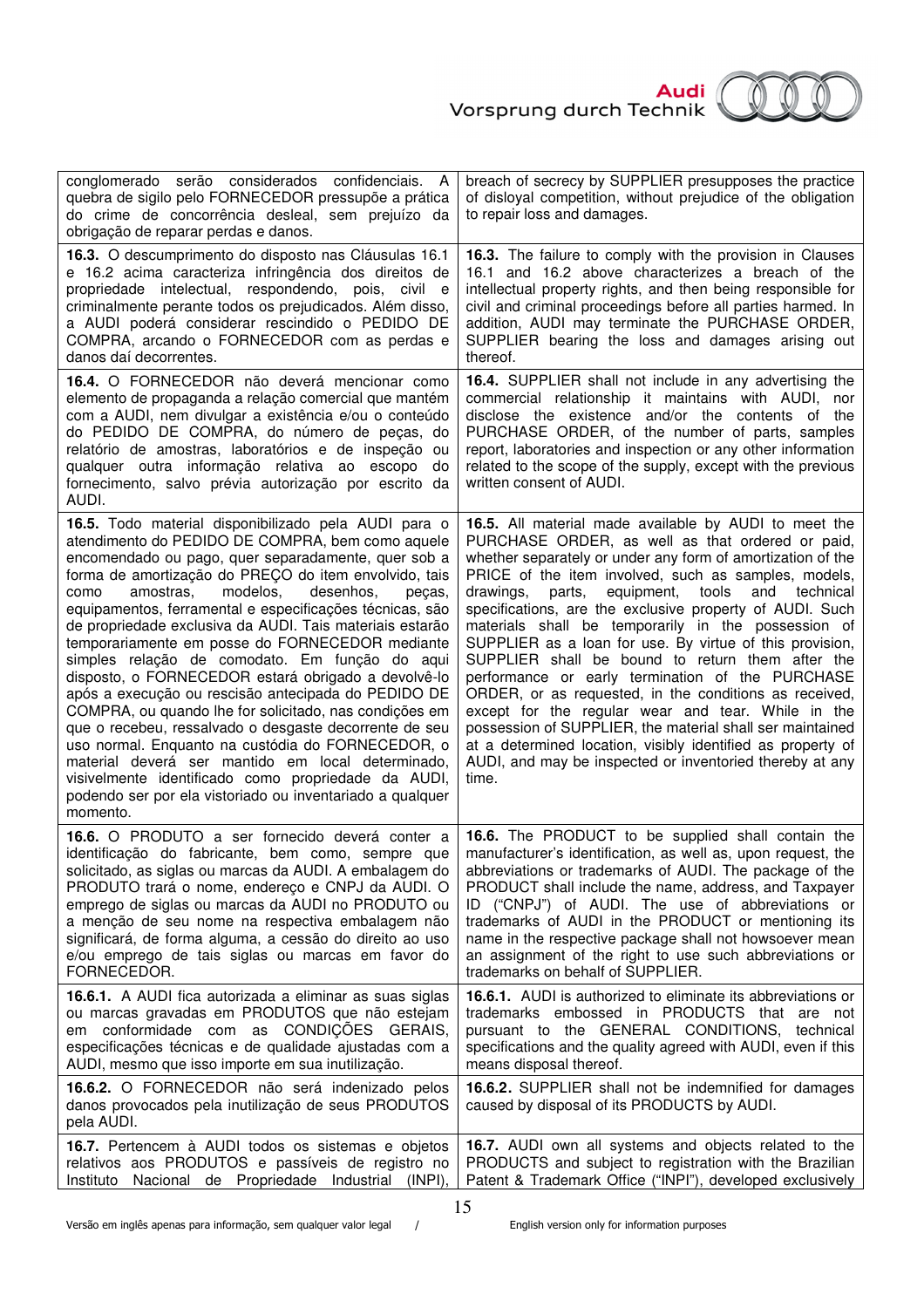| | |
|---|---|
| conglomerado serão considerados confidenciais. A quebra de sigilo pelo FORNECEDOR pressupõe a prática do crime de concorrência desleal, sem prejuízo da obrigação de reparar perdas e danos. | breach of secrecy by SUPPLIER presupposes the practice of disloyal competition, without prejudice of the obligation to repair loss and damages. |
| **16.3.** O descumprimento do disposto nas Cláusulas 16.1 e 16.2 acima caracteriza infringência dos direitos de propriedade intelectual, respondendo, pois, civil e criminalmente perante todos os prejudicados. Além disso, a AUDI poderá considerar rescindido o PEDIDO DE COMPRA, arcando o FORNECEDOR com as perdas e danos daí decorrentes. | **16.3.** The failure to comply with the provision in Clauses 16.1 and 16.2 above characterizes a breach of the intellectual property rights, and then being responsible for civil and criminal proceedings before all parties harmed. In addition, AUDI may terminate the PURCHASE ORDER, SUPPLIER bearing the loss and damages arising out thereof. |
| **16.4.** O FORNECEDOR não deverá mencionar como elemento de propaganda a relação comercial que mantém com a AUDI, nem divulgar a existência e/ou o conteúdo do PEDIDO DE COMPRA, do número de peças, do relatório de amostras, laboratórios e de inspeção ou qualquer outra informação relativa ao escopo do fornecimento, salvo prévia autorização por escrito da AUDI. | **16.4.** SUPPLIER shall not include in any advertising the commercial relationship it maintains with AUDI, nor disclose the existence and/or the contents of the PURCHASE ORDER, of the number of parts, samples report, laboratories and inspection or any other information related to the scope of the supply, except with the previous written consent of AUDI. |
| **16.5.** Todo material disponibilizado pela AUDI para o atendimento do PEDIDO DE COMPRA, bem como aquele encomendado ou pago, quer separadamente, quer sob a forma de amortização do PREÇO do item envolvido, tais como amostras, modelos, desenhos, peças, equipamentos, ferramental e especificações técnicas, são de propriedade exclusiva da AUDI. Tais materiais estarão temporariamente em posse do FORNECEDOR mediante simples relação de comodato. Em função do aqui disposto, o FORNECEDOR estará obrigado a devolvê-lo após a execução ou rescisão antecipada do PEDIDO DE COMPRA, ou quando lhe for solicitado, nas condições em que o recebeu, ressalvado o desgaste decorrente de seu uso normal. Enquanto na custódia do FORNECEDOR, o material deverá ser mantido em local determinado, visivelmente identificado como propriedade da AUDI, podendo ser por ela vistoriado ou inventariado a qualquer momento. | **16.5.** All material made available by AUDI to meet the PURCHASE ORDER, as well as that ordered or paid, whether separately or under any form of amortization of the PRICE of the item involved, such as samples, models, drawings, parts, equipment, tools and technical specifications, are the exclusive property of AUDI. Such materials shall be temporarily in the possession of SUPPLIER as a loan for use. By virtue of this provision, SUPPLIER shall be bound to return them after the performance or early termination of the PURCHASE ORDER, or as requested, in the conditions as received, except for the regular wear and tear. While in the possession of SUPPLIER, the material shall ser maintained at a determined location, visibly identified as property of AUDI, and may be inspected or inventoried thereby at any time. |
| **16.6.** O PRODUTO a ser fornecido deverá conter a identificação do fabricante, bem como, sempre que solicitado, as siglas ou marcas da AUDI. A embalagem do PRODUTO trará o nome, endereço e CNPJ da AUDI. O emprego de siglas ou marcas da AUDI no PRODUTO ou a menção de seu nome na respectiva embalagem não significará, de forma alguma, a cessão do direito ao uso e/ou emprego de tais siglas ou marcas em favor do FORNECEDOR. | **16.6.** The PRODUCT to be supplied shall contain the manufacturer's identification, as well as, upon request, the abbreviations or trademarks of AUDI. The package of the PRODUCT shall include the name, address, and Taxpayer ID ("CNPJ") of AUDI. The use of abbreviations or trademarks of AUDI in the PRODUCT or mentioning its name in the respective package shall not howsoever mean an assignment of the right to use such abbreviations or trademarks on behalf of SUPPLIER. |
| **16.6.1.** A AUDI fica autorizada a eliminar as suas siglas ou marcas gravadas em PRODUTOS que não estejam em conformidade com as CONDIÇÕES GERAIS, especificações técnicas e de qualidade ajustadas com a AUDI, mesmo que isso importe em sua inutilização. | **16.6.1.** AUDI is authorized to eliminate its abbreviations or trademarks embossed in PRODUCTS that are not pursuant to the GENERAL CONDITIONS, technical specifications and the quality agreed with AUDI, even if this means disposal thereof. |
| **16.6.2.** O FORNECEDOR não será indenizado pelos danos provocados pela inutilização de seus PRODUTOS pela AUDI. | **16.6.2.** SUPPLIER shall not be indemnified for damages caused by disposal of its PRODUCTS by AUDI. |
| **16.7.** Pertencem à AUDI todos os sistemas e objetos relativos aos PRODUTOS e passíveis de registro no Instituto Nacional de Propriedade Industrial (INPI), | **16.7.** AUDI own all systems and objects related to the PRODUCTS and subject to registration with the Brazilian Patent & Trademark Office ("INPI"), developed exclusively |

Versão em inglês apenas para informação, sem qualquer valor legal / English version only for information purposes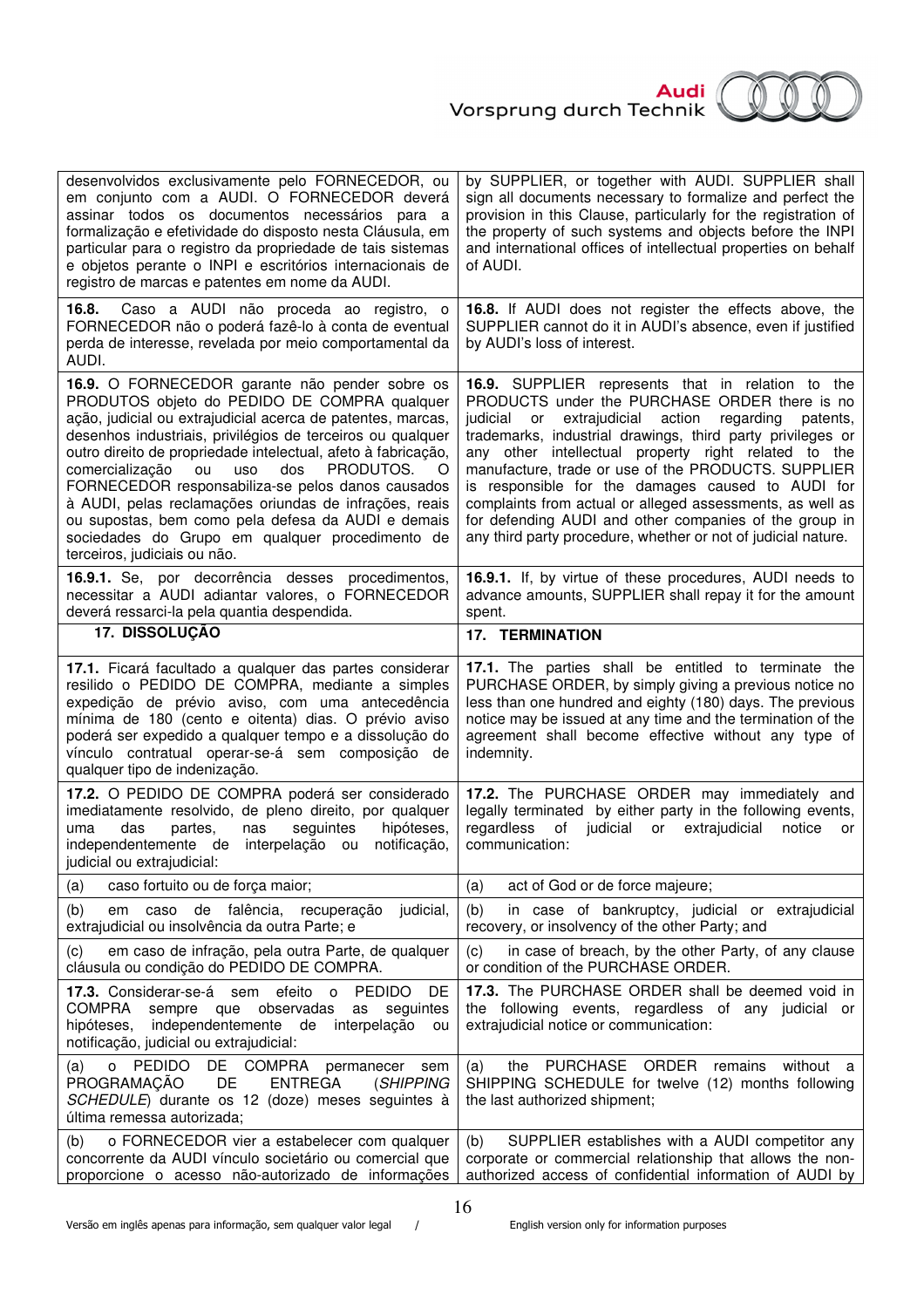| | |
|---|---|
| desenvolvidos exclusivamente pelo FORNECEDOR, ou em conjunto com a AUDI. O FORNECEDOR deverá assinar todos os documentos necessários para a formalização e efetividade do disposto nesta Cláusula, em particular para o registro da propriedade de tais sistemas e objetos perante o INPI e escritórios internacionais de registro de marcas e patentes em nome da AUDI. | by SUPPLIER, or together with AUDI. SUPPLIER shall sign all documents necessary to formalize and perfect the provision in this Clause, particularly for the registration of the property of such systems and objects before the INPI and international offices of intellectual properties on behalf of AUDI. |
| **16.8.** Caso a AUDI não proceda ao registro, o FORNECEDOR não o poderá fazê-lo à conta de eventual perda de interesse, revelada por meio comportamental da AUDI. | **16.8.** If AUDI does not register the effects above, the SUPPLIER cannot do it in AUDI's absence, even if justified by AUDI's loss of interest. |
| **16.9.** O FORNECEDOR garante não pender sobre os PRODUTOS objeto do PEDIDO DE COMPRA qualquer ação, judicial ou extrajudicial acerca de patentes, marcas, desenhos industriais, privilégios de terceiros ou qualquer outro direito de propriedade intelectual, afeto à fabricação, comercialização ou uso dos PRODUTOS. O FORNECEDOR responsabiliza-se pelos danos causados à AUDI, pelas reclamações oriundas de infrações, reais ou supostas, bem como pela defesa da AUDI e demais sociedades do Grupo em qualquer procedimento de terceiros, judiciais ou não. | **16.9.** SUPPLIER represents that in relation to the PRODUCTS under the PURCHASE ORDER there is no judicial or extrajudicial action regarding patents, trademarks, industrial drawings, third party privileges or any other intellectual property right related to the manufacture, trade or use of the PRODUCTS. SUPPLIER is responsible for the damages caused to AUDI for complaints from actual or alleged assessments, as well as for defending AUDI and other companies of the group in any third party procedure, whether or not of judicial nature. |
| **16.9.1.** Se, por decorrência desses procedimentos, necessitar a AUDI adiantar valores, o FORNECEDOR deverá ressarci-la pela quantia despendida. | **16.9.1.** If, by virtue of these procedures, AUDI needs to advance amounts, SUPPLIER shall repay it for the amount spent. |
| **17. DISSOLUÇÃO** | **17. TERMINATION** |
| **17.1.** Ficará facultado a qualquer das partes considerar resilido o PEDIDO DE COMPRA, mediante a simples expedição de prévio aviso, com uma antecedência mínima de 180 (cento e oitenta) dias. O prévio aviso poderá ser expedido a qualquer tempo e a dissolução do vínculo contratual operar-se-á sem composição de qualquer tipo de indenização. | **17.1.** The parties shall be entitled to terminate the PURCHASE ORDER, by simply giving a previous notice no less than one hundred and eighty (180) days. The previous notice may be issued at any time and the termination of the agreement shall become effective without any type of indemnity. |
| **17.2.** O PEDIDO DE COMPRA poderá ser considerado imediatamente resolvido, de pleno direito, por qualquer uma das partes, nas seguintes hipóteses, independentemente de interpelação ou notificação, judicial ou extrajudicial: | **17.2.** The PURCHASE ORDER may immediately and legally terminated by either party in the following events, regardless of judicial or extrajudicial notice or communication: |
| (a) caso fortuito ou de força maior; | (a) act of God or de force majeure; |
| (b) em caso de falência, recuperação judicial, extrajudicial ou insolvência da outra Parte; e | (b) in case of bankruptcy, judicial or extrajudicial recovery, or insolvency of the other Party; and |
| (c) em caso de infração, pela outra Parte, de qualquer cláusula ou condição do PEDIDO DE COMPRA. | (c) in case of breach, by the other Party, of any clause or condition of the PURCHASE ORDER. |
| **17.3.** Considerar-se-á sem efeito o PEDIDO DE COMPRA sempre que observadas as seguintes hipóteses, independentemente de interpelação ou notificação, judicial ou extrajudicial: | **17.3.** The PURCHASE ORDER shall be deemed void in the following events, regardless of any judicial or extrajudicial notice or communication: |
| (a) o PEDIDO DE COMPRA permanecer sem PROGRAMAÇÃO DE ENTREGA (*SHIPPING SCHEDULE*) durante os 12 (doze) meses seguintes à última remessa autorizada; | (a) the PURCHASE ORDER remains without a SHIPPING SCHEDULE for twelve (12) months following the last authorized shipment; |
| (b) o FORNECEDOR vier a estabelecer com qualquer concorrente da AUDI vínculo societário ou comercial que proporcione o acesso não-autorizado de informações | (b) SUPPLIER establishes with a AUDI competitor any corporate or commercial relationship that allows the non-authorized access of confidential information of AUDI by |

Versão em inglês apenas para informação, sem qualquer valor legal / English version only for information purposes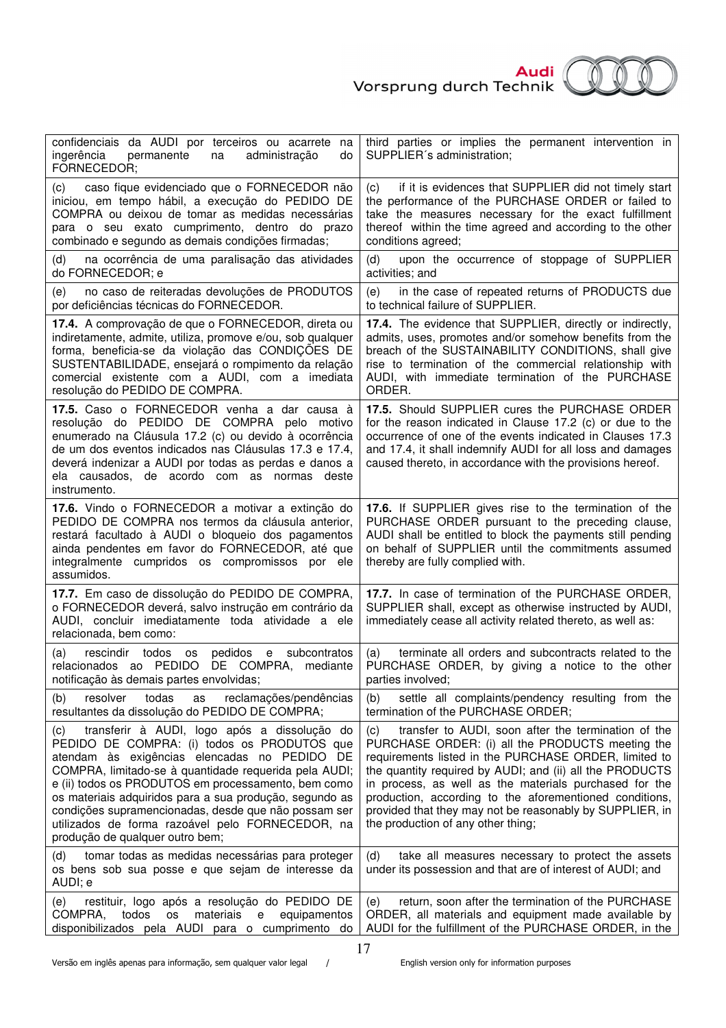| | |
|---|---|
| confidenciais da AUDI por terceiros ou acarrete na ingerência permanente na administração do FORNECEDOR; | third parties or implies the permanent intervention in SUPPLIER´s administration; |
| (c) caso fique evidenciado que o FORNECEDOR não iniciou, em tempo hábil, a execução do PEDIDO DE COMPRA ou deixou de tomar as medidas necessárias para o seu exato cumprimento, dentro do prazo combinado e segundo as demais condições firmadas; | (c) if it is evidences that SUPPLIER did not timely start the performance of the PURCHASE ORDER or failed to take the measures necessary for the exact fulfillment thereof within the time agreed and according to the other conditions agreed; |
| (d) na ocorrência de uma paralisação das atividades do FORNECEDOR; e | (d) upon the occurrence of stoppage of SUPPLIER activities; and |
| (e) no caso de reiteradas devoluções de PRODUTOS por deficiências técnicas do FORNECEDOR. | (e) in the case of repeated returns of PRODUCTS due to technical failure of SUPPLIER. |
| **17.4.** A comprovação de que o FORNECEDOR, direta ou indiretamente, admite, utiliza, promove e/ou, sob qualquer forma, beneficia-se da violação das CONDIÇÕES DE SUSTENTABILIDADE, ensejará o rompimento da relação comercial existente com a AUDI, com a imediata resolução do PEDIDO DE COMPRA. | **17.4.** The evidence that SUPPLIER, directly or indirectly, admits, uses, promotes and/or somehow benefits from the breach of the SUSTAINABILITY CONDITIONS, shall give rise to termination of the commercial relationship with AUDI, with immediate termination of the PURCHASE ORDER. |
| **17.5.** Caso o FORNECEDOR venha a dar causa à resolução do PEDIDO DE COMPRA pelo motivo enumerado na Cláusula 17.2 (c) ou devido à ocorrência de um dos eventos indicados nas Cláusulas 17.3 e 17.4, deverá indenizar a AUDI por todas as perdas e danos a ela causados, de acordo com as normas deste instrumento. | **17.5.** Should SUPPLIER cures the PURCHASE ORDER for the reason indicated in Clause 17.2 (c) or due to the occurrence of one of the events indicated in Clauses 17.3 and 17.4, it shall indemnify AUDI for all loss and damages caused thereto, in accordance with the provisions hereof. |
| **17.6.** Vindo o FORNECEDOR a motivar a extinção do PEDIDO DE COMPRA nos termos da cláusula anterior, restará facultado à AUDI o bloqueio dos pagamentos ainda pendentes em favor do FORNECEDOR, até que integralmente cumpridos os compromissos por ele assumidos. | **17.6.** If SUPPLIER gives rise to the termination of the PURCHASE ORDER pursuant to the preceding clause, AUDI shall be entitled to block the payments still pending on behalf of SUPPLIER until the commitments assumed thereby are fully complied with. |
| **17.7.** Em caso de dissolução do PEDIDO DE COMPRA, o FORNECEDOR deverá, salvo instrução em contrário da AUDI, concluir imediatamente toda atividade a ele relacionada, bem como: | **17.7.** In case of termination of the PURCHASE ORDER, SUPPLIER shall, except as otherwise instructed by AUDI, immediately cease all activity related thereto, as well as: |
| (a) rescindir todos os pedidos e subcontratos relacionados ao PEDIDO DE COMPRA, mediante notificação às demais partes envolvidas; | (a) terminate all orders and subcontracts related to the PURCHASE ORDER, by giving a notice to the other parties involved; |
| (b) resolver todas as reclamações/pendências resultantes da dissolução do PEDIDO DE COMPRA; | (b) settle all complaints/pendency resulting from the termination of the PURCHASE ORDER; |
| (c) transferir à AUDI, logo após a dissolução do PEDIDO DE COMPRA: (i) todos os PRODUTOS que atendam às exigências elencadas no PEDIDO DE COMPRA, limitado-se à quantidade requerida pela AUDI; e (ii) todos os PRODUTOS em processamento, bem como os materiais adquiridos para a sua produção, segundo as condições supramencionadas, desde que não possam ser utilizados de forma razoável pelo FORNECEDOR, na produção de qualquer outro bem; | (c) transfer to AUDI, soon after the termination of the PURCHASE ORDER: (i) all the PRODUCTS meeting the requirements listed in the PURCHASE ORDER, limited to the quantity required by AUDI; and (ii) all the PRODUCTS in process, as well as the materials purchased for the production, according to the aforementioned conditions, provided that they may not be reasonably by SUPPLIER, in the production of any other thing; |
| (d) tomar todas as medidas necessárias para proteger os bens sob sua posse e que sejam de interesse da AUDI; e | (d) take all measures necessary to protect the assets under its possession and that are of interest of AUDI; and |
| (e) restituir, logo após a resolução do PEDIDO DE COMPRA, todos os materiais e equipamentos disponibilizados pela AUDI para o cumprimento do | (e) return, soon after the termination of the PURCHASE ORDER, all materials and equipment made available by AUDI for the fulfillment of the PURCHASE ORDER, in the |

Versão em inglês apenas para informação, sem qualquer valor legal / English version only for information purposes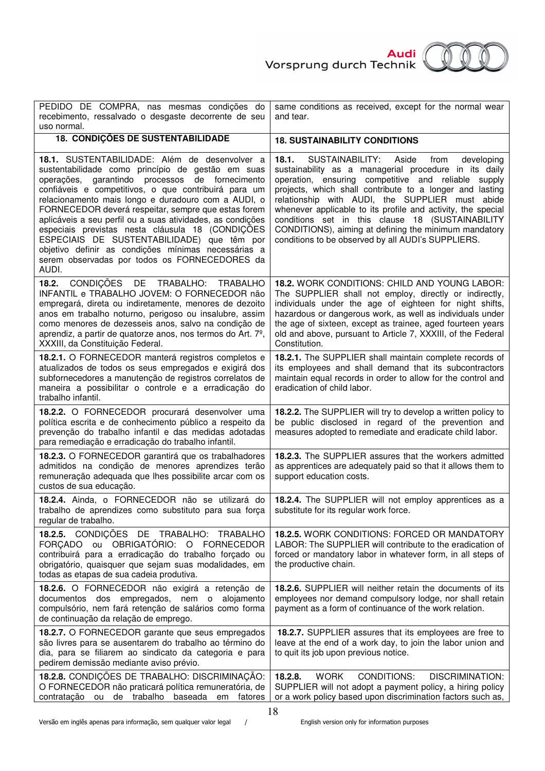| PEDIDO DE COMPRA, nas mesmas condições do recebimento, ressalvado o desgaste decorrente de seu uso normal. | same conditions as received, except for the normal wear and tear. |
| --- | --- |
| **18. CONDIÇÕES DE SUSTENTABILIDADE** | **18. SUSTAINABILITY CONDITIONS** |
| **18.1.** SUSTENTABILIDADE: Além de desenvolver a sustentabilidade como princípio de gestão em suas operações, garantindo processos de fornecimento confiáveis e competitivos, o que contribuirá para um relacionamento mais longo e duradouro com a AUDI, o FORNECEDOR deverá respeitar, sempre que estas forem aplicáveis a seu perfil ou a suas atividades, as condições especiais previstas nesta cláusula 18 (CONDIÇÕES ESPECIAIS DE SUSTENTABILIDADE) que têm por objetivo definir as condições mínimas necessárias a serem observadas por todos os FORNECEDORES da AUDI. | **18.1.** SUSTAINABILITY: Aside from developing sustainability as a managerial procedure in its daily operation, ensuring competitive and reliable supply projects, which shall contribute to a longer and lasting relationship with AUDI, the SUPPLIER must abide whenever applicable to its profile and activity, the special conditions set in this clause 18 (SUSTAINABILITY CONDITIONS), aiming at defining the minimum mandatory conditions to be observed by all AUDI's SUPPLIERS. |
| **18.2.** CONDIÇÕES DE TRABALHO: TRABALHO INFANTIL e TRABALHO JOVEM: O FORNECEDOR não empregará, direta ou indiretamente, menores de dezoito anos em trabalho noturno, perigoso ou insalubre, assim como menores de dezesseis anos, salvo na condição de aprendiz, a partir de quatorze anos, nos termos do Art. 7º, XXXIII, da Constituição Federal. | **18.2.** WORK CONDITIONS: CHILD AND YOUNG LABOR: The SUPPLIER shall not employ, directly or indirectly, individuals under the age of eighteen for night shifts, hazardous or dangerous work, as well as individuals under the age of sixteen, except as trainee, aged fourteen years old and above, pursuant to Article 7, XXXIII, of the Federal Constitution. |
| **18.2.1.** O FORNECEDOR manterá registros completos e atualizados de todos os seus empregados e exigirá dos subfornecedores a manutenção de registros correlatos de maneira a possibilitar o controle e a erradicação do trabalho infantil. | **18.2.1.** The SUPPLIER shall maintain complete records of its employees and shall demand that its subcontractors maintain equal records in order to allow for the control and eradication of child labor. |
| **18.2.2.** O FORNECEDOR procurará desenvolver uma política escrita e de conhecimento público a respeito da prevenção do trabalho infantil e das medidas adotadas para remediação e erradicação do trabalho infantil. | **18.2.2.** The SUPPLIER will try to develop a written policy to be public disclosed in regard of the prevention and measures adopted to remediate and eradicate child labor. |
| **18.2.3.** O FORNECEDOR garantirá que os trabalhadores admitidos na condição de menores aprendizes terão remuneração adequada que lhes possibilite arcar com os custos de sua educação. | **18.2.3.** The SUPPLIER assures that the workers admitted as apprentices are adequately paid so that it allows them to support education costs. |
| **18.2.4.** Ainda, o FORNECEDOR não se utilizará do trabalho de aprendizes como substituto para sua força regular de trabalho. | **18.2.4.** The SUPPLIER will not employ apprentices as a substitute for its regular work force. |
| **18.2.5.** CONDIÇÕES DE TRABALHO: TRABALHO FORÇADO ou OBRIGATÓRIO: O FORNECEDOR contribuirá para a erradicação do trabalho forçado ou obrigatório, quaisquer que sejam suas modalidades, em todas as etapas de sua cadeia produtiva. | **18.2.5.** WORK CONDITIONS: FORCED OR MANDATORY LABOR: The SUPPLIER will contribute to the eradication of forced or mandatory labor in whatever form, in all steps of the productive chain. |
| **18.2.6.** O FORNECEDOR não exigirá a retenção de documentos dos empregados, nem o alojamento compulsório, nem fará retenção de salários como forma de continuação da relação de emprego. | **18.2.6.** SUPPLIER will neither retain the documents of its employees nor demand compulsory lodge, nor shall retain payment as a form of continuance of the work relation. |
| **18.2.7.** O FORNECEDOR garante que seus empregados são livres para se ausentarem do trabalho ao término do dia, para se filiarem ao sindicato da categoria e para pedirem demissão mediante aviso prévio. | **18.2.7.** SUPPLIER assures that its employees are free to leave at the end of a work day, to join the labor union and to quit its job upon previous notice. |
| **18.2.8.** CONDIÇÕES DE TRABALHO: DISCRIMINAÇÃO: O FORNECEDOR não praticará política remuneratória, de contratação ou de trabalho baseada em fatores | **18.2.8.** WORK CONDITIONS: DISCRIMINATION: SUPPLIER will not adopt a payment policy, a hiring policy or a work policy based upon discrimination factors such as, |

Versão em inglês apenas para informação, sem qualquer valor legal / English version only for information purposes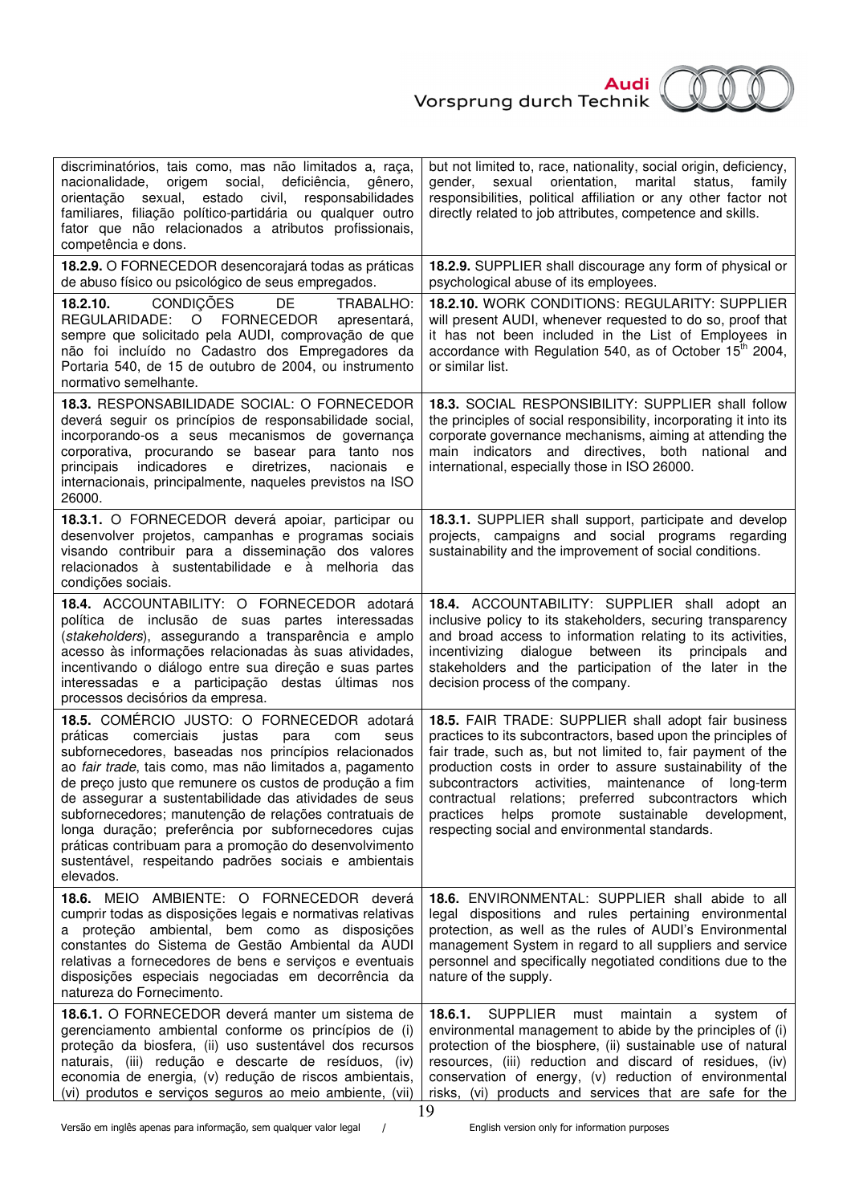| | |
|---|---|
| discriminatórios, tais como, mas não limitados a, raça, nacionalidade, origem social, deficiência, gênero, orientação sexual, estado civil, responsabilidades familiares, filiação político-partidária ou qualquer outro fator que não relacionados a atributos profissionais, competência e dons. | but not limited to, race, nationality, social origin, deficiency, gender, sexual orientation, marital status, family responsibilities, political affiliation or any other factor not directly related to job attributes, competence and skills. |
| **18.2.9.** O FORNECEDOR desencorajará todas as práticas de abuso físico ou psicológico de seus empregados. | **18.2.9.** SUPPLIER shall discourage any form of physical or psychological abuse of its employees. |
| **18.2.10.** CONDIÇÕES DE TRABALHO: REGULARIDADE: O FORNECEDOR apresentará, sempre que solicitado pela AUDI, comprovação de que não foi incluído no Cadastro dos Empregadores da Portaria 540, de 15 de outubro de 2004, ou instrumento normativo semelhante. | **18.2.10.** WORK CONDITIONS: REGULARITY: SUPPLIER will present AUDI, whenever requested to do so, proof that it has not been included in the List of Employees in accordance with Regulation 540, as of October 15th 2004, or similar list. |
| **18.3.** RESPONSABILIDADE SOCIAL: O FORNECEDOR deverá seguir os princípios de responsabilidade social, incorporando-os a seus mecanismos de governança corporativa, procurando se basear tanto nos principais indicadores e diretrizes, nacionais e internacionais, principalmente, naqueles previstos na ISO 26000. | **18.3.** SOCIAL RESPONSIBILITY: SUPPLIER shall follow the principles of social responsibility, incorporating it into its corporate governance mechanisms, aiming at attending the main indicators and directives, both national and international, especially those in ISO 26000. |
| **18.3.1.** O FORNECEDOR deverá apoiar, participar ou desenvolver projetos, campanhas e programas sociais visando contribuir para a disseminação dos valores relacionados à sustentabilidade e à melhoria das condições sociais. | **18.3.1.** SUPPLIER shall support, participate and develop projects, campaigns and social programs regarding sustainability and the improvement of social conditions. |
| **18.4.** ACCOUNTABILITY: O FORNECEDOR adotará política de inclusão de suas partes interessadas (*stakeholders*), assegurando a transparência e amplo acesso às informações relacionadas às suas atividades, incentivando o diálogo entre sua direção e suas partes interessadas e a participação destas últimas nos processos decisórios da empresa. | **18.4.** ACCOUNTABILITY: SUPPLIER shall adopt an inclusive policy to its stakeholders, securing transparency and broad access to information relating to its activities, incentivizing dialogue between its principals and stakeholders and the participation of the later in the decision process of the company. |
| **18.5.** COMÉRCIO JUSTO: O FORNECEDOR adotará práticas comerciais justas para com seus subfornecedores, baseadas nos princípios relacionados ao *fair trade*, tais como, mas não limitados a, pagamento de preço justo que remunere os custos de produção a fim de assegurar a sustentabilidade das atividades de seus subfornecedores; manutenção de relações contratuais de longa duração; preferência por subfornecedores cujas práticas contribuam para a promoção do desenvolvimento sustentável, respeitando padrões sociais e ambientais elevados. | **18.5.** FAIR TRADE: SUPPLIER shall adopt fair business practices to its subcontractors, based upon the principles of fair trade, such as, but not limited to, fair payment of the production costs in order to assure sustainability of the subcontractors activities, maintenance of long-term contractual relations; preferred subcontractors which practices helps promote sustainable development, respecting social and environmental standards. |
| **18.6.** MEIO AMBIENTE: O FORNECEDOR deverá cumprir todas as disposições legais e normativas relativas a proteção ambiental, bem como as disposições constantes do Sistema de Gestão Ambiental da AUDI relativas a fornecedores de bens e serviços e eventuais disposições especiais negociadas em decorrência da natureza do Fornecimento. | **18.6.** ENVIRONMENTAL: SUPPLIER shall abide to all legal dispositions and rules pertaining environmental protection, as well as the rules of AUDI's Environmental management System in regard to all suppliers and service personnel and specifically negotiated conditions due to the nature of the supply. |
| **18.6.1.** O FORNECEDOR deverá manter um sistema de gerenciamento ambiental conforme os princípios de (i) proteção da biosfera, (ii) uso sustentável dos recursos naturais, (iii) redução e descarte de resíduos, (iv) economia de energia, (v) redução de riscos ambientais, (vi) produtos e serviços seguros ao meio ambiente, (vii) | **18.6.1.** SUPPLIER must maintain a system of environmental management to abide by the principles of (i) protection of the biosphere, (ii) sustainable use of natural resources, (iii) reduction and discard of residues, (iv) conservation of energy, (v) reduction of environmental risks, (vi) products and services that are safe for the |

Versão em inglês apenas para informação, sem qualquer valor legal / English version only for information purposes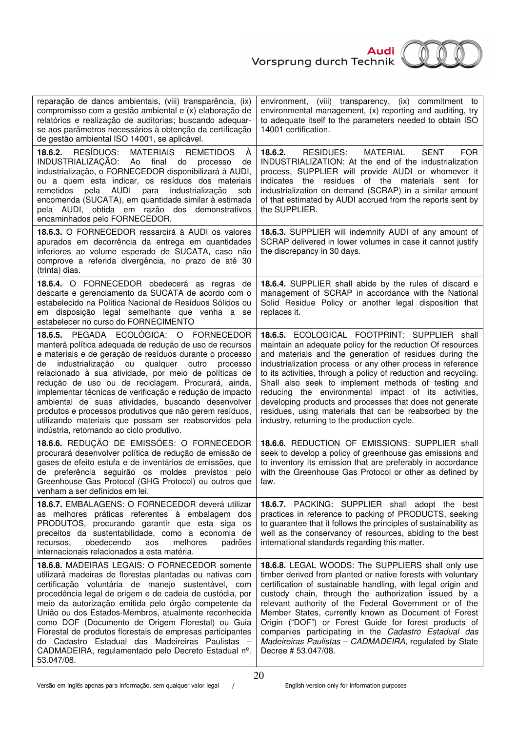| | |
|---|---|
| reparação de danos ambientais, (viii) transparência, (ix) compromisso com a gestão ambiental e (x) elaboração de relatórios e realização de auditorias; buscando adequar-se aos parâmetros necessários à obtenção da certificação de gestão ambiental ISO 14001, se aplicável. | environment, (viii) transparency, (ix) commitment to environmental management, (x) reporting and auditing, try to adequate itself to the parameters needed to obtain ISO 14001 certification. |
| **18.6.2.** RESÍDUOS: MATERIAIS REMETIDOS À INDUSTRIALIZAÇÃO: Ao final do processo de industrialização, o FORNECEDOR disponibilizará à AUDI, ou a quem esta indicar, os resíduos dos materiais remetidos pela AUDI para industrialização sob encomenda (SUCATA), em quantidade similar à estimada pela AUDI, obtida em razão dos demonstrativos encaminhados pelo FORNECEDOR. | **18.6.2.** RESIDUES: MATERIAL SENT FOR INDUSTRIALIZATION: At the end of the industrialization process, SUPPLIER will provide AUDI or whomever it indicates the residues of the materials sent for industrialization on demand (SCRAP) in a similar amount of that estimated by AUDI accrued from the reports sent by the SUPPLIER. |
| **18.6.3.** O FORNECEDOR ressarcirá à AUDI os valores apurados em decorrência da entrega em quantidades inferiores ao volume esperado de SUCATA, caso não comprove a referida divergência, no prazo de até 30 (trinta) dias. | **18.6.3.** SUPPLIER will indemnify AUDI of any amount of SCRAP delivered in lower volumes in case it cannot justify the discrepancy in 30 days. |
| **18.6.4.** O FORNECEDOR obedecerá as regras de descarte e gerenciamento da SUCATA de acordo com o estabelecido na Política Nacional de Resíduos Sólidos ou em disposição legal semelhante que venha a se estabelecer no curso do FORNECIMENTO | **18.6.4.** SUPPLIER shall abide by the rules of discard e management of SCRAP in accordance with the National Solid Residue Policy or another legal disposition that replaces it. |
| **18.6.5.** PEGADA ECOLÓGICA: O FORNECEDOR manterá política adequada de redução de uso de recursos e materiais e de geração de resíduos durante o processo de industrialização ou qualquer outro processo relacionado à sua atividade, por meio de políticas de redução de uso ou de reciclagem. Procurará, ainda, implementar técnicas de verificação e redução de impacto ambiental de suas atividades, buscando desenvolver produtos e processos produtivos que não gerem resíduos, utilizando materiais que possam ser reabsorvidos pela indústria, retornando ao ciclo produtivo. | **18.6.5.** ECOLOGICAL FOOTPRINT: SUPPLIER shall maintain an adequate policy for the reduction Of resources and materials and the generation of residues during the industrialization process or any other process in reference to its activities, through a policy of reduction and recycling. Shall also seek to implement methods of testing and reducing the environmental impact of its activities, developing products and processes that does not generate residues, using materials that can be reabsorbed by the industry, returning to the production cycle. |
| **18.6.6.** REDUÇÃO DE EMISSÕES: O FORNECEDOR procurará desenvolver política de redução de emissão de gases de efeito estufa e de inventários de emissões, que de preferência seguirão os moldes previstos pelo Greenhouse Gas Protocol (GHG Protocol) ou outros que venham a ser definidos em lei. | **18.6.6.** REDUCTION OF EMISSIONS: SUPPLIER shall seek to develop a policy of greenhouse gas emissions and to inventory its emission that are preferably in accordance with the Greenhouse Gas Protocol or other as defined by law. |
| **18.6.7.** EMBALAGENS: O FORNECEDOR deverá utilizar as melhores práticas referentes à embalagem dos PRODUTOS, procurando garantir que esta siga os preceitos da sustentabilidade, como a economia de recursos, obedecendo aos melhores padrões internacionais relacionados a esta matéria. | **18.6.7.** PACKING: SUPPLIER shall adopt the best practices in reference to packing of PRODUCTS, seeking to guarantee that it follows the principles of sustainability as well as the conservancy of resources, abiding to the best international standards regarding this matter. |
| **18.6.8.** MADEIRAS LEGAIS: O FORNECEDOR somente utilizará madeiras de florestas plantadas ou nativas com certificação voluntária de manejo sustentável, com procedência legal de origem e de cadeia de custódia, por meio da autorização emitida pelo órgão competente da União ou dos Estados-Membros, atualmente reconhecida como DOF (Documento de Origem Florestal) ou Guia Florestal de produtos florestais de empresas participantes do Cadastro Estadual das Madeireiras Paulistas – CADMADEIRA, regulamentado pelo Decreto Estadual nº. 53.047/08. | **18.6.8.** LEGAL WOODS: The SUPPLIERS shall only use timber derived from planted or native forests with voluntary certification of sustainable handling, with legal origin and custody chain, through the authorization issued by a relevant authority of the Federal Government or of the Member States, currently known as Document of Forest Origin ("DOF") or Forest Guide for forest products of companies participating in the *Cadastro Estadual das Madeireiras Paulistas – CADMADEIRA*, regulated by State Decree # 53.047/08. |

Versão em inglês apenas para informação, sem qualquer valor legal / English version only for information purposes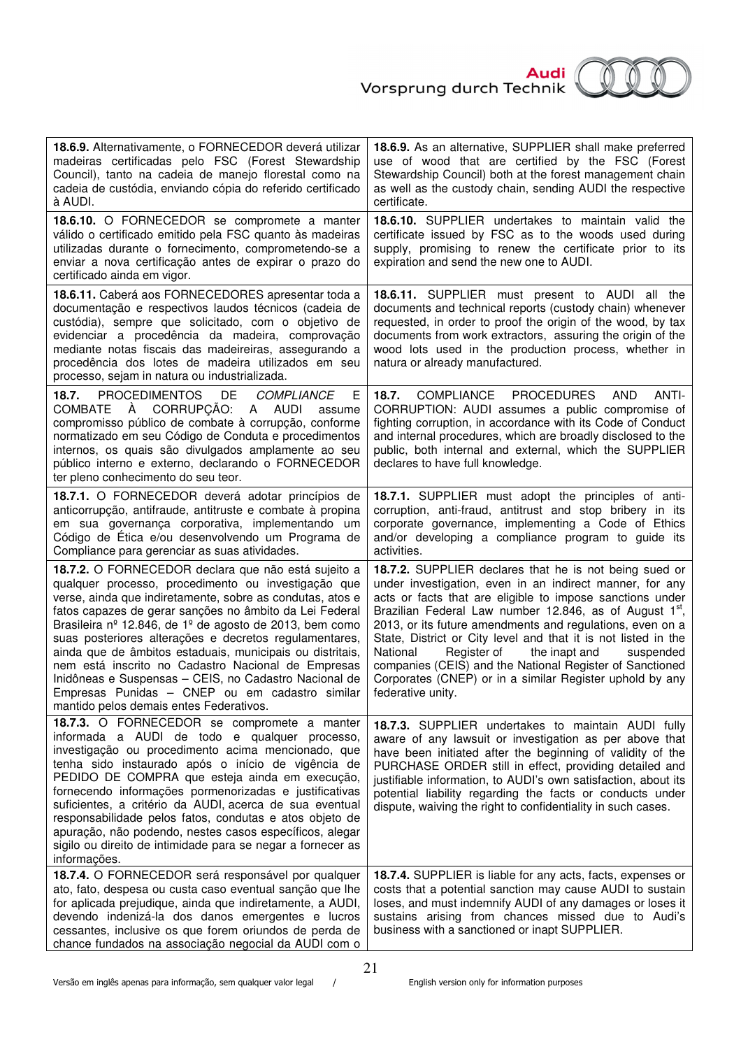| | |
|---|---|
| **18.6.9.** Alternativamente, o FORNECEDOR deverá utilizar madeiras certificadas pelo FSC (Forest Stewardship Council), tanto na cadeia de manejo florestal como na cadeia de custódia, enviando cópia do referido certificado à AUDI. | **18.6.9.** As an alternative, SUPPLIER shall make preferred use of wood that are certified by the FSC (Forest Stewardship Council) both at the forest management chain as well as the custody chain, sending AUDI the respective certificate. |
| **18.6.10.** O FORNECEDOR se compromete a manter válido o certificado emitido pela FSC quanto às madeiras utilizadas durante o fornecimento, comprometendo-se a enviar a nova certificação antes de expirar o prazo do certificado ainda em vigor. | **18.6.10.** SUPPLIER undertakes to maintain valid the certificate issued by FSC as to the woods used during supply, promising to renew the certificate prior to its expiration and send the new one to AUDI. |
| **18.6.11.** Caberá aos FORNECEDORES apresentar toda a documentação e respectivos laudos técnicos (cadeia de custódia), sempre que solicitado, com o objetivo de evidenciar a procedência da madeira, comprovação mediante notas fiscais das madeireiras, assegurando a procedência dos lotes de madeira utilizados em seu processo, sejam in natura ou industrializada. | **18.6.11.** SUPPLIER must present to AUDI all the documents and technical reports (custody chain) whenever requested, in order to proof the origin of the wood, by tax documents from work extractors, assuring the origin of the wood lots used in the production process, whether in natura or already manufactured. |
| **18.7.** PROCEDIMENTOS DE *COMPLIANCE* E COMBATE À CORRUPÇÃO: A AUDI assume compromisso público de combate à corrupção, conforme normatizado em seu Código de Conduta e procedimentos internos, os quais são divulgados amplamente ao seu público interno e externo, declarando o FORNECEDOR ter pleno conhecimento do seu teor. | **18.7.** COMPLIANCE PROCEDURES AND ANTI-CORRUPTION: AUDI assumes a public compromise of fighting corruption, in accordance with its Code of Conduct and internal procedures, which are broadly disclosed to the public, both internal and external, which the SUPPLIER declares to have full knowledge. |
| **18.7.1.** O FORNECEDOR deverá adotar princípios de anticorrupção, antifraude, antitruste e combate à propina em sua governança corporativa, implementando um Código de Ética e/ou desenvolvendo um Programa de Compliance para gerenciar as suas atividades. | **18.7.1.** SUPPLIER must adopt the principles of anti-corruption, anti-fraud, antitrust and stop bribery in its corporate governance, implementing a Code of Ethics and/or developing a compliance program to guide its activities. |
| **18.7.2.** O FORNECEDOR declara que não está sujeito a qualquer processo, procedimento ou investigação que verse, ainda que indiretamente, sobre as condutas, atos e fatos capazes de gerar sanções no âmbito da Lei Federal Brasileira nº 12.846, de 1º de agosto de 2013, bem como suas posteriores alterações e decretos regulamentares, ainda que de âmbitos estaduais, municipais ou distritais, nem está inscrito no Cadastro Nacional de Empresas Inidôneas e Suspensas – CEIS, no Cadastro Nacional de Empresas Punidas – CNEP ou em cadastro similar mantido pelos demais entes Federativos. | **18.7.2.** SUPPLIER declares that he is not being sued or under investigation, even in an indirect manner, for any acts or facts that are eligible to impose sanctions under Brazilian Federal Law number 12.846, as of August 1st, 2013, or its future amendments and regulations, even on a State, District or City level and that it is not listed in the National Register of the inapt and suspended companies (CEIS) and the National Register of Sanctioned Corporates (CNEP) or in a similar Register uphold by any federative unity. |
| **18.7.3.** O FORNECEDOR se compromete a manter informada a AUDI de todo e qualquer processo, investigação ou procedimento acima mencionado, que tenha sido instaurado após o início de vigência de PEDIDO DE COMPRA que esteja ainda em execução, fornecendo informações pormenorizadas e justificativas suficientes, a critério da AUDI, acerca de sua eventual responsabilidade pelos fatos, condutas e atos objeto de apuração, não podendo, nestes casos específicos, alegar sigilo ou direito de intimidade para se negar a fornecer as informações. | **18.7.3.** SUPPLIER undertakes to maintain AUDI fully aware of any lawsuit or investigation as per above that have been initiated after the beginning of validity of the PURCHASE ORDER still in effect, providing detailed and justifiable information, to AUDI's own satisfaction, about its potential liability regarding the facts or conducts under dispute, waiving the right to confidentiality in such cases. |
| **18.7.4.** O FORNECEDOR será responsável por qualquer ato, fato, despesa ou custa caso eventual sanção que lhe for aplicada prejudique, ainda que indiretamente, a AUDI, devendo indenizá-la dos danos emergentes e lucros cessantes, inclusive os que forem oriundos de perda de chance fundados na associação negocial da AUDI com o | **18.7.4.** SUPPLIER is liable for any acts, facts, expenses or costs that a potential sanction may cause AUDI to sustain loses, and must indemnify AUDI of any damages or loses it sustains arising from chances missed due to Audi's business with a sanctioned or inapt SUPPLIER. |

Versão em inglês apenas para informação, sem qualquer valor legal / English version only for information purposes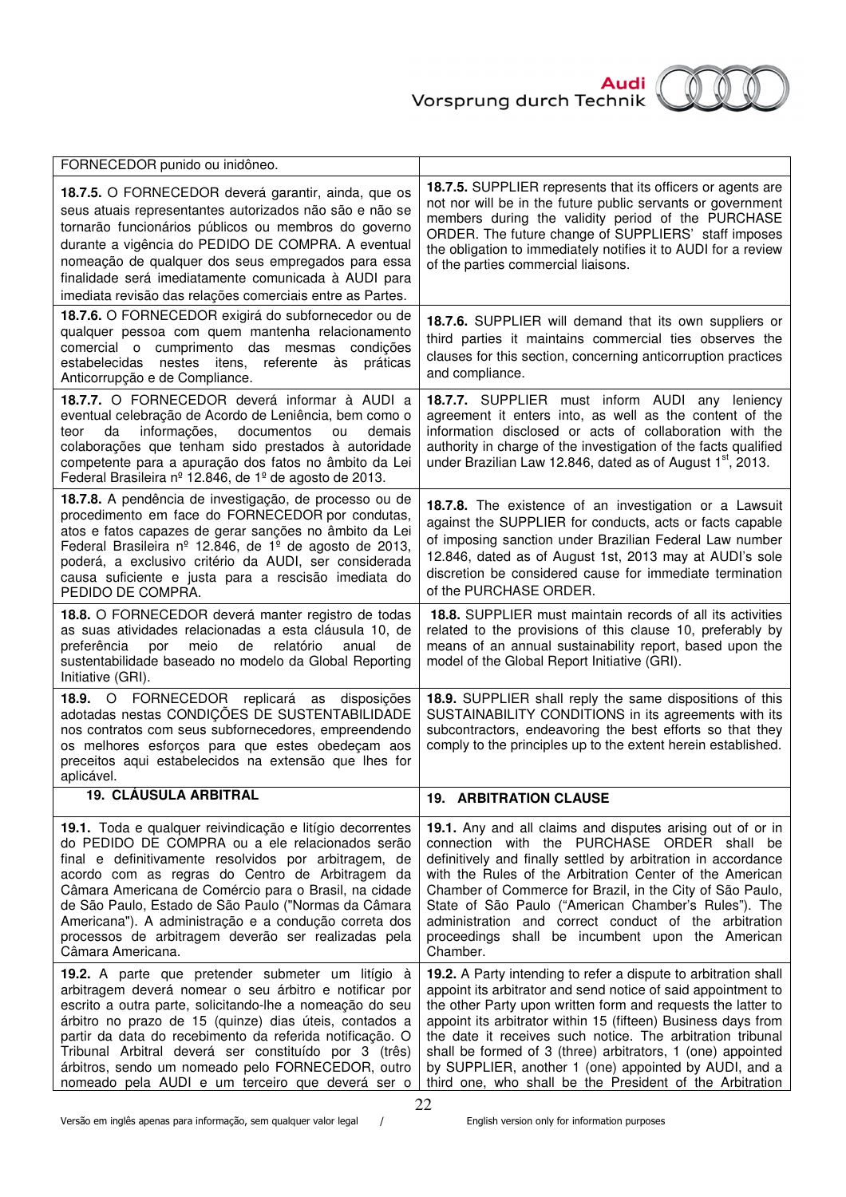| | |
|---|---|
| FORNECEDOR punido ou inidôneo. | |
| **18.7.5.** O FORNECEDOR deverá garantir, ainda, que os seus atuais representantes autorizados não são e não se tornarão funcionários públicos ou membros do governo durante a vigência do PEDIDO DE COMPRA. A eventual nomeação de qualquer dos seus empregados para essa finalidade será imediatamente comunicada à AUDI para imediata revisão das relações comerciais entre as Partes. | **18.7.5.** SUPPLIER represents that its officers or agents are not nor will be in the future public servants or government members during the validity period of the PURCHASE ORDER. The future change of SUPPLIERS' staff imposes the obligation to immediately notifies it to AUDI for a review of the parties commercial liaisons. |
| **18.7.6.** O FORNECEDOR exigirá do subfornecedor ou de qualquer pessoa com quem mantenha relacionamento comercial o cumprimento das mesmas condições estabelecidas nestes itens, referente às práticas Anticorrupção e de Compliance. | **18.7.6.** SUPPLIER will demand that its own suppliers or third parties it maintains commercial ties observes the clauses for this section, concerning anticorruption practices and compliance. |
| **18.7.7.** O FORNECEDOR deverá informar à AUDI a eventual celebração de Acordo de Leniência, bem como o teor da informações, documentos ou demais colaborações que tenham sido prestados à autoridade competente para a apuração dos fatos no âmbito da Lei Federal Brasileira nº 12.846, de 1º de agosto de 2013. | **18.7.7.** SUPPLIER must inform AUDI any leniency agreement it enters into, as well as the content of the information disclosed or acts of collaboration with the authority in charge of the investigation of the facts qualified under Brazilian Law 12.846, dated as of August 1st, 2013. |
| **18.7.8.** A pendência de investigação, de processo ou de procedimento em face do FORNECEDOR por condutas, atos e fatos capazes de gerar sanções no âmbito da Lei Federal Brasileira nº 12.846, de 1º de agosto de 2013, poderá, a exclusivo critério da AUDI, ser considerada causa suficiente e justa para a rescisão imediata do PEDIDO DE COMPRA. | **18.7.8.** The existence of an investigation or a Lawsuit against the SUPPLIER for conducts, acts or facts capable of imposing sanction under Brazilian Federal Law number 12.846, dated as of August 1st, 2013 may at AUDI's sole discretion be considered cause for immediate termination of the PURCHASE ORDER. |
| **18.8.** O FORNECEDOR deverá manter registro de todas as suas atividades relacionadas a esta cláusula 10, de preferência por meio de relatório anual de sustentabilidade baseado no modelo da Global Reporting Initiative (GRI). | **18.8.** SUPPLIER must maintain records of all its activities related to the provisions of this clause 10, preferably by means of an annual sustainability report, based upon the model of the Global Report Initiative (GRI). |
| **18.9.** O FORNECEDOR replicará as disposições adotadas nestas CONDIÇÕES DE SUSTENTABILIDADE nos contratos com seus subfornecedores, empreendendo os melhores esforços para que estes obedeçam aos preceitos aqui estabelecidos na extensão que lhes for aplicável. | **18.9.** SUPPLIER shall reply the same dispositions of this SUSTAINABILITY CONDITIONS in its agreements with its subcontractors, endeavoring the best efforts so that they comply to the principles up to the extent herein established. |
| **19. CLÁUSULA ARBITRAL** | **19. ARBITRATION CLAUSE** |
| **19.1.** Toda e qualquer reivindicação e litígio decorrentes do PEDIDO DE COMPRA ou a ele relacionados serão final e definitivamente resolvidos por arbitragem, de acordo com as regras do Centro de Arbitragem da Câmara Americana de Comércio para o Brasil, na cidade de São Paulo, Estado de São Paulo ("Normas da Câmara Americana"). A administração e a condução correta dos processos de arbitragem deverão ser realizadas pela Câmara Americana. | **19.1.** Any and all claims and disputes arising out of or in connection with the PURCHASE ORDER shall be definitively and finally settled by arbitration in accordance with the Rules of the Arbitration Center of the American Chamber of Commerce for Brazil, in the City of São Paulo, State of São Paulo ("American Chamber's Rules"). The administration and correct conduct of the arbitration proceedings shall be incumbent upon the American Chamber. |
| **19.2.** A parte que pretender submeter um litígio à arbitragem deverá nomear o seu árbitro e notificar por escrito a outra parte, solicitando-lhe a nomeação do seu árbitro no prazo de 15 (quinze) dias úteis, contados a partir da data do recebimento da referida notificação. O Tribunal Arbitral deverá ser constituído por 3 (três) árbitros, sendo um nomeado pelo FORNECEDOR, outro nomeado pela AUDI e um terceiro que deverá ser o | **19.2.** A Party intending to refer a dispute to arbitration shall appoint its arbitrator and send notice of said appointment to the other Party upon written form and requests the latter to appoint its arbitrator within 15 (fifteen) Business days from the date it receives such notice. The arbitration tribunal shall be formed of 3 (three) arbitrators, 1 (one) appointed by SUPPLIER, another 1 (one) appointed by AUDI, and a third one, who shall be the President of the Arbitration |

Versão em inglês apenas para informação, sem qualquer valor legal / English version only for information purposes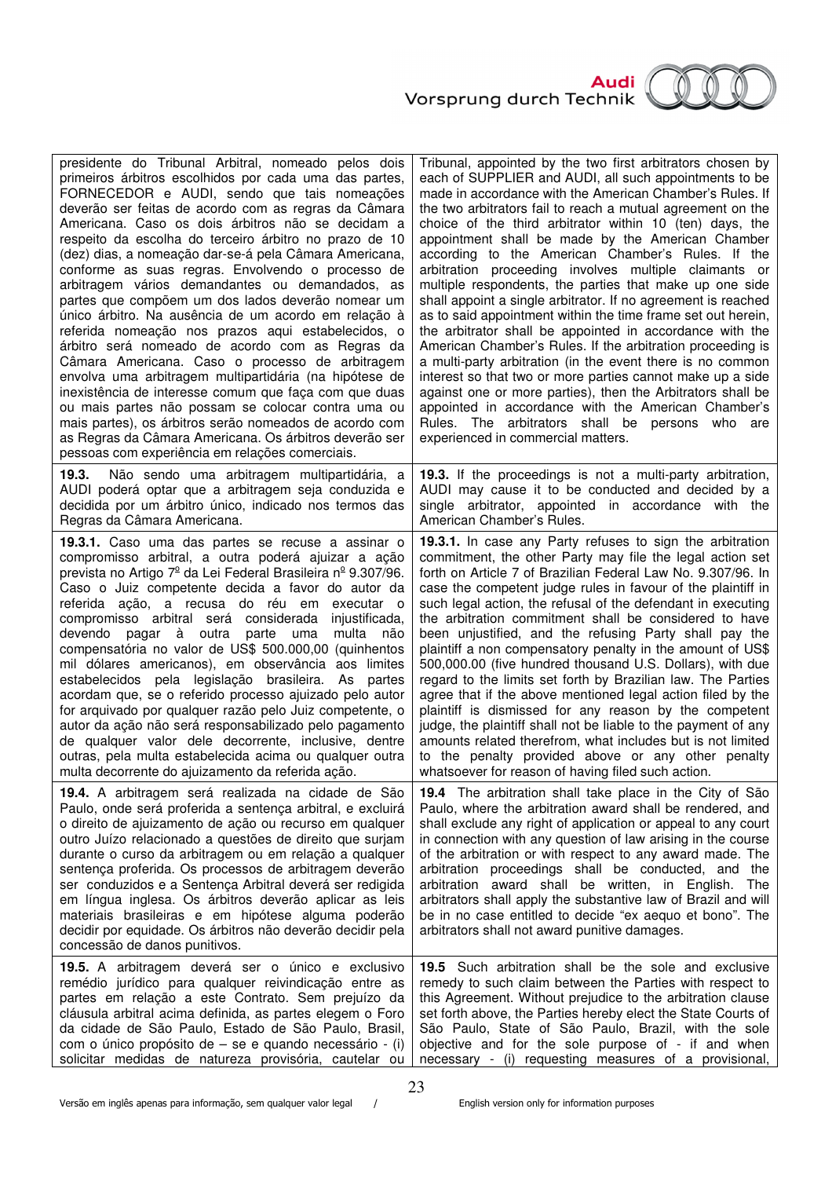| | |
|---|---|
| presidente do Tribunal Arbitral, nomeado pelos dois primeiros árbitros escolhidos por cada uma das partes, FORNECEDOR e AUDI, sendo que tais nomeações deverão ser feitas de acordo com as regras da Câmara Americana. Caso os dois árbitros não se decidam a respeito da escolha do terceiro árbitro no prazo de 10 (dez) dias, a nomeação dar-se-á pela Câmara Americana, conforme as suas regras. Envolvendo o processo de arbitragem vários demandantes ou demandados, as partes que compõem um dos lados deverão nomear um único árbitro. Na ausência de um acordo em relação à referida nomeação nos prazos aqui estabelecidos, o árbitro será nomeado de acordo com as Regras da Câmara Americana. Caso o processo de arbitragem envolva uma arbitragem multipartidária (na hipótese de inexistência de interesse comum que faça com que duas ou mais partes não possam se colocar contra uma ou mais partes), os árbitros serão nomeados de acordo com as Regras da Câmara Americana. Os árbitros deverão ser pessoas com experiência em relações comerciais. | Tribunal, appointed by the two first arbitrators chosen by each of SUPPLIER and AUDI, all such appointments to be made in accordance with the American Chamber's Rules. If the two arbitrators fail to reach a mutual agreement on the choice of the third arbitrator within 10 (ten) days, the appointment shall be made by the American Chamber according to the American Chamber's Rules. If the arbitration proceeding involves multiple claimants or multiple respondents, the parties that make up one side shall appoint a single arbitrator. If no agreement is reached as to said appointment within the time frame set out herein, the arbitrator shall be appointed in accordance with the American Chamber's Rules. If the arbitration proceeding is a multi-party arbitration (in the event there is no common interest so that two or more parties cannot make up a side against one or more parties), then the Arbitrators shall be appointed in accordance with the American Chamber's Rules. The arbitrators shall be persons who are experienced in commercial matters. |
| **19.3.** Não sendo uma arbitragem multipartidária, a AUDI poderá optar que a arbitragem seja conduzida e decidida por um árbitro único, indicado nos termos das Regras da Câmara Americana. | **19.3.** If the proceedings is not a multi-party arbitration, AUDI may cause it to be conducted and decided by a single arbitrator, appointed in accordance with the American Chamber's Rules. |
| **19.3.1.** Caso uma das partes se recuse a assinar o compromisso arbitral, a outra poderá ajuizar a ação prevista no Artigo 7º da Lei Federal Brasileira nº 9.307/96. Caso o Juiz competente decida a favor do autor da referida ação, a recusa do réu em executar o compromisso arbitral será considerada injustificada, devendo pagar à outra parte uma multa não compensatória no valor de US$ 500.000,00 (quinhentos mil dólares americanos), em observância aos limites estabelecidos pela legislação brasileira. As partes acordam que, se o referido processo ajuizado pelo autor for arquivado por qualquer razão pelo Juiz competente, o autor da ação não será responsabilizado pelo pagamento de qualquer valor dele decorrente, inclusive, dentre outras, pela multa estabelecida acima ou qualquer outra multa decorrente do ajuizamento da referida ação. | **19.3.1.** In case any Party refuses to sign the arbitration commitment, the other Party may file the legal action set forth on Article 7 of Brazilian Federal Law No. 9.307/96. In case the competent judge rules in favour of the plaintiff in such legal action, the refusal of the defendant in executing the arbitration commitment shall be considered to have been unjustified, and the refusing Party shall pay the plaintiff a non compensatory penalty in the amount of US$ 500,000.00 (five hundred thousand U.S. Dollars), with due regard to the limits set forth by Brazilian law. The Parties agree that if the above mentioned legal action filed by the plaintiff is dismissed for any reason by the competent judge, the plaintiff shall not be liable to the payment of any amounts related therefrom, what includes but is not limited to the penalty provided above or any other penalty whatsoever for reason of having filed such action. |
| **19.4.** A arbitragem será realizada na cidade de São Paulo, onde será proferida a sentença arbitral, e excluirá o direito de ajuizamento de ação ou recurso em qualquer outro Juízo relacionado a questões de direito que surjam durante o curso da arbitragem ou em relação a qualquer sentença proferida. Os processos de arbitragem deverão ser conduzidos e a Sentença Arbitral deverá ser redigida em língua inglesa. Os árbitros deverão aplicar as leis materiais brasileiras e em hipótese alguma poderão decidir por equidade. Os árbitros não deverão decidir pela concessão de danos punitivos. | **19.4** The arbitration shall take place in the City of São Paulo, where the arbitration award shall be rendered, and shall exclude any right of application or appeal to any court in connection with any question of law arising in the course of the arbitration or with respect to any award made. The arbitration proceedings shall be conducted, and the arbitration award shall be written, in English. The arbitrators shall apply the substantive law of Brazil and will be in no case entitled to decide "ex aequo et bono". The arbitrators shall not award punitive damages. |
| **19.5.** A arbitragem deverá ser o único e exclusivo remédio jurídico para qualquer reivindicação entre as partes em relação a este Contrato. Sem prejuízo da cláusula arbitral acima definida, as partes elegem o Foro da cidade de São Paulo, Estado de São Paulo, Brasil, com o único propósito de – se e quando necessário - (i) solicitar medidas de natureza provisória, cautelar ou | **19.5** Such arbitration shall be the sole and exclusive remedy to such claim between the Parties with respect to this Agreement. Without prejudice to the arbitration clause set forth above, the Parties hereby elect the State Courts of São Paulo, State of São Paulo, Brazil, with the sole objective and for the sole purpose of - if and when necessary - (i) requesting measures of a provisional, |

Versão em inglês apenas para informação, sem qualquer valor legal / English version only for information purposes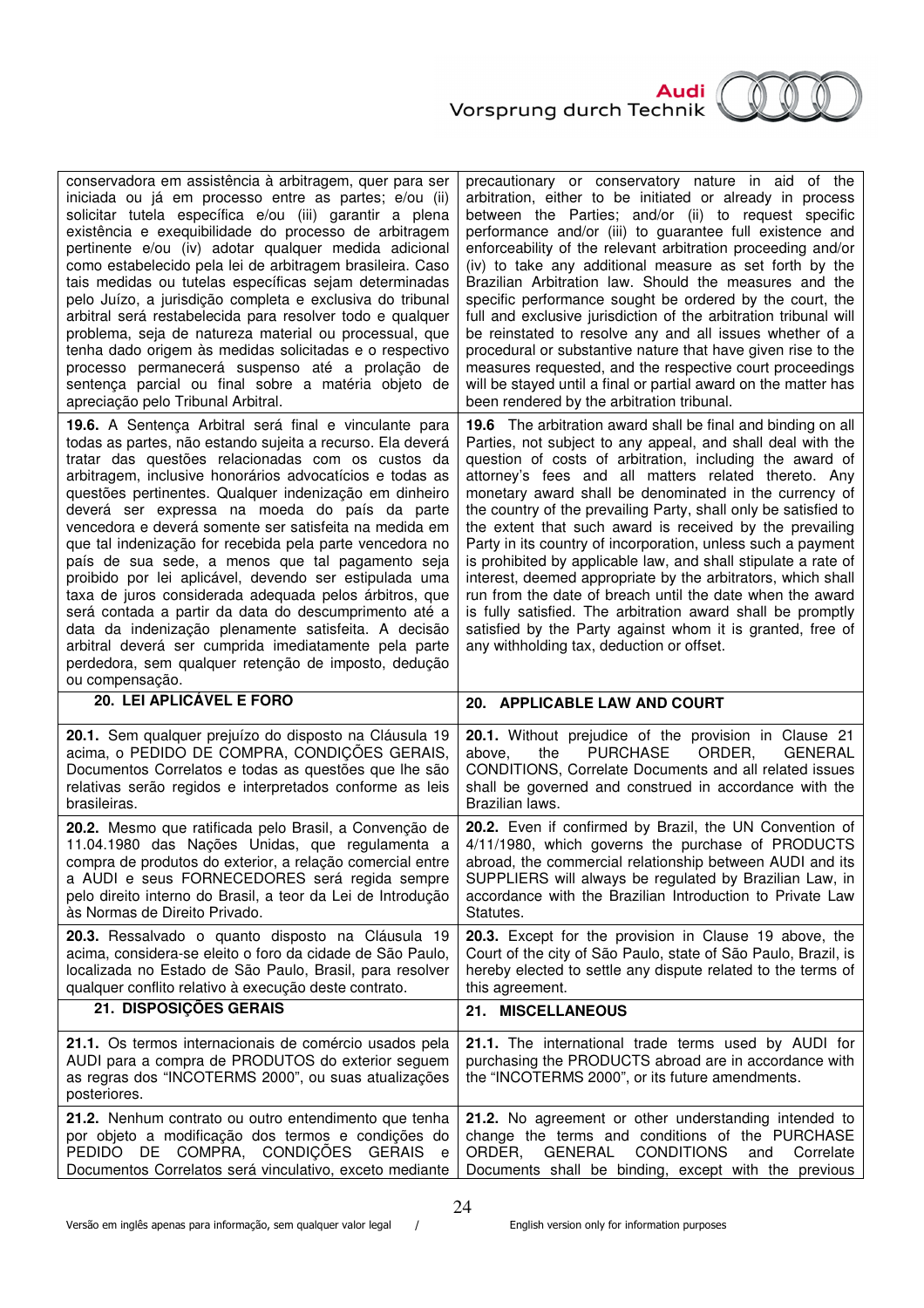| | |
|---|---|
| conservadora em assistência à arbitragem, quer para ser iniciada ou já em processo entre as partes; e/ou (ii) solicitar tutela específica e/ou (iii) garantir a plena existência e exequibilidade do processo de arbitragem pertinente e/ou (iv) adotar qualquer medida adicional como estabelecido pela lei de arbitragem brasileira. Caso tais medidas ou tutelas específicas sejam determinadas pelo Juízo, a jurisdição completa e exclusiva do tribunal arbitral será restabelecida para resolver todo e qualquer problema, seja de natureza material ou processual, que tenha dado origem às medidas solicitadas e o respectivo processo permanecerá suspenso até a prolação de sentença parcial ou final sobre a matéria objeto de apreciação pelo Tribunal Arbitral. | precautionary or conservatory nature in aid of the arbitration, either to be initiated or already in process between the Parties; and/or (ii) to request specific performance and/or (iii) to guarantee full existence and enforceability of the relevant arbitration proceeding and/or (iv) to take any additional measure as set forth by the Brazilian Arbitration law. Should the measures and the specific performance sought be ordered by the court, the full and exclusive jurisdiction of the arbitration tribunal will be reinstated to resolve any and all issues whether of a procedural or substantive nature that have given rise to the measures requested, and the respective court proceedings will be stayed until a final or partial award on the matter has been rendered by the arbitration tribunal. |
| **19.6.** A Sentença Arbitral será final e vinculante para todas as partes, não estando sujeita a recurso. Ela deverá tratar das questões relacionadas com os custos da arbitragem, inclusive honorários advocatícios e todas as questões pertinentes. Qualquer indenização em dinheiro deverá ser expressa na moeda do país da parte vencedora e deverá somente ser satisfeita na medida em que tal indenização for recebida pela parte vencedora no país de sua sede, a menos que tal pagamento seja proibido por lei aplicável, devendo ser estipulada uma taxa de juros considerada adequada pelos árbitros, que será contada a partir da data do descumprimento até a data da indenização plenamente satisfeita. A decisão arbitral deverá ser cumprida imediatamente pela parte perdedora, sem qualquer retenção de imposto, dedução ou compensação. | **19.6** The arbitration award shall be final and binding on all Parties, not subject to any appeal, and shall deal with the question of costs of arbitration, including the award of attorney's fees and all matters related thereto. Any monetary award shall be denominated in the currency of the country of the prevailing Party, shall only be satisfied to the extent that such award is received by the prevailing Party in its country of incorporation, unless such a payment is prohibited by applicable law, and shall stipulate a rate of interest, deemed appropriate by the arbitrators, which shall run from the date of breach until the date when the award is fully satisfied. The arbitration award shall be promptly satisfied by the Party against whom it is granted, free of any withholding tax, deduction or offset. |
| **20. LEI APLICÁVEL E FORO** | **20. APPLICABLE LAW AND COURT** |
| **20.1.** Sem qualquer prejuízo do disposto na Cláusula 19 acima, o PEDIDO DE COMPRA, CONDIÇÕES GERAIS, Documentos Correlatos e todas as questões que lhe são relativas serão regidos e interpretados conforme as leis brasileiras. | **20.1.** Without prejudice of the provision in Clause 21 above, the PURCHASE ORDER, GENERAL CONDITIONS, Correlate Documents and all related issues shall be governed and construed in accordance with the Brazilian laws. |
| **20.2.** Mesmo que ratificada pelo Brasil, a Convenção de 11.04.1980 das Nações Unidas, que regulamenta a compra de produtos do exterior, a relação comercial entre a AUDI e seus FORNECEDORES será regida sempre pelo direito interno do Brasil, a teor da Lei de Introdução às Normas de Direito Privado. | **20.2.** Even if confirmed by Brazil, the UN Convention of 4/11/1980, which governs the purchase of PRODUCTS abroad, the commercial relationship between AUDI and its SUPPLIERS will always be regulated by Brazilian Law, in accordance with the Brazilian Introduction to Private Law Statutes. |
| **20.3.** Ressalvado o quanto disposto na Cláusula 19 acima, considera-se eleito o foro da cidade de São Paulo, localizada no Estado de São Paulo, Brasil, para resolver qualquer conflito relativo à execução deste contrato. | **20.3.** Except for the provision in Clause 19 above, the Court of the city of São Paulo, state of São Paulo, Brazil, is hereby elected to settle any dispute related to the terms of this agreement. |
| **21. DISPOSIÇÕES GERAIS** | **21. MISCELLANEOUS** |
| **21.1.** Os termos internacionais de comércio usados pela AUDI para a compra de PRODUTOS do exterior seguem as regras dos "INCOTERMS 2000", ou suas atualizações posteriores. | **21.1.** The international trade terms used by AUDI for purchasing the PRODUCTS abroad are in accordance with the "INCOTERMS 2000", or its future amendments. |
| **21.2.** Nenhum contrato ou outro entendimento que tenha por objeto a modificação dos termos e condições do PEDIDO DE COMPRA, CONDIÇÕES GERAIS e Documentos Correlatos será vinculativo, exceto mediante | **21.2.** No agreement or other understanding intended to change the terms and conditions of the PURCHASE ORDER, GENERAL CONDITIONS and Correlate Documents shall be binding, except with the previous |

Versão em inglês apenas para informação, sem qualquer valor legal / English version only for information purposes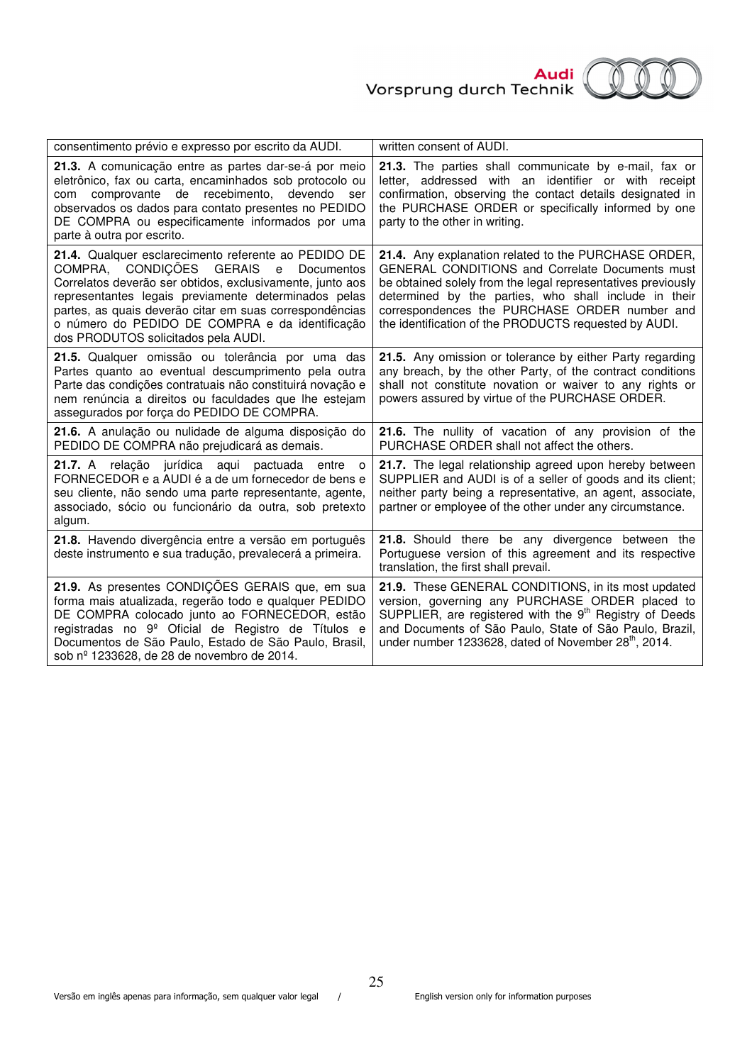| | |
|---|---|
| consentimento prévio e expresso por escrito da AUDI. | written consent of AUDI. |
| **21.3.** A comunicação entre as partes dar-se-á por meio eletrônico, fax ou carta, encaminhados sob protocolo ou com comprovante de recebimento, devendo ser observados os dados para contato presentes no PEDIDO DE COMPRA ou especificamente informados por uma parte à outra por escrito. | **21.3.** The parties shall communicate by e-mail, fax or letter, addressed with an identifier or with receipt confirmation, observing the contact details designated in the PURCHASE ORDER or specifically informed by one party to the other in writing. |
| **21.4.** Qualquer esclarecimento referente ao PEDIDO DE COMPRA, CONDIÇÕES GERAIS e Documentos Correlatos deverão ser obtidos, exclusivamente, junto aos representantes legais previamente determinados pelas partes, as quais deverão citar em suas correspondências o número do PEDIDO DE COMPRA e da identificação dos PRODUTOS solicitados pela AUDI. | **21.4.** Any explanation related to the PURCHASE ORDER, GENERAL CONDITIONS and Correlate Documents must be obtained solely from the legal representatives previously determined by the parties, who shall include in their correspondences the PURCHASE ORDER number and the identification of the PRODUCTS requested by AUDI. |
| **21.5.** Qualquer omissão ou tolerância por uma das Partes quanto ao eventual descumprimento pela outra Parte das condições contratuais não constituirá novação e nem renúncia a direitos ou faculdades que lhe estejam assegurados por força do PEDIDO DE COMPRA. | **21.5.** Any omission or tolerance by either Party regarding any breach, by the other Party, of the contract conditions shall not constitute novation or waiver to any rights or powers assured by virtue of the PURCHASE ORDER. |
| **21.6.** A anulação ou nulidade de alguma disposição do PEDIDO DE COMPRA não prejudicará as demais. | **21.6.** The nullity of vacation of any provision of the PURCHASE ORDER shall not affect the others. |
| **21.7.** A relação jurídica aqui pactuada entre o FORNECEDOR e a AUDI é a de um fornecedor de bens e seu cliente, não sendo uma parte representante, agente, associado, sócio ou funcionário da outra, sob pretexto algum. | **21.7.** The legal relationship agreed upon hereby between SUPPLIER and AUDI is of a seller of goods and its client; neither party being a representative, an agent, associate, partner or employee of the other under any circumstance. |
| **21.8.** Havendo divergência entre a versão em português deste instrumento e sua tradução, prevalecerá a primeira. | **21.8.** Should there be any divergence between the Portuguese version of this agreement and its respective translation, the first shall prevail. |
| **21.9.** As presentes CONDIÇÕES GERAIS que, em sua forma mais atualizada, regerão todo e qualquer PEDIDO DE COMPRA colocado junto ao FORNECEDOR, estão registradas no 9º Oficial de Registro de Títulos e Documentos de São Paulo, Estado de São Paulo, Brasil, sob nº 1233628, de 28 de novembro de 2014. | **21.9.** These GENERAL CONDITIONS, in its most updated version, governing any PURCHASE ORDER placed to SUPPLIER, are registered with the 9th Registry of Deeds and Documents of São Paulo, State of São Paulo, Brazil, under number 1233628, dated of November 28th, 2014. |

Versão em inglês apenas para informação, sem qualquer valor legal / English version only for information purposes